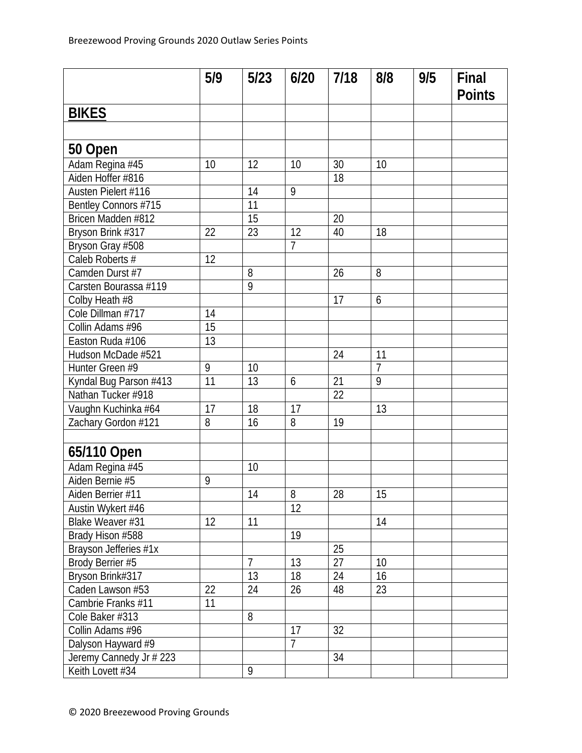| | 5/9 | 5/23 | 6/20 | 7/18 | 8/8 | 9/5 | Final Points |
|---|---|---|---|---|---|---|---|
| **BIKES** | | | | | | | |
| | | | | | | | |
| **50 Open** | | | | | | | |
| Adam Regina #45 | 10 | 12 | 10 | 30 | 10 | | |
| Aiden Hoffer #816 | | | | 18 | | | |
| Austen Pielert #116 | | 14 | 9 | | | | |
| Bentley Connors #715 | | 11 | | | | | |
| Bricen Madden #812 | | 15 | | 20 | | | |
| Bryson Brink #317 | 22 | 23 | 12 | 40 | 18 | | |
| Bryson Gray #508 | | | 7 | | | | |
| Caleb Roberts # | 12 | | | | | | |
| Camden Durst #7 | | 8 | | 26 | 8 | | |
| Carsten Bourassa #119 | | 9 | | | | | |
| Colby Heath #8 | | | | 17 | 6 | | |
| Cole Dillman #717 | 14 | | | | | | |
| Collin Adams #96 | 15 | | | | | | |
| Easton Ruda #106 | 13 | | | | | | |
| Hudson McDade #521 | | | | 24 | 11 | | |
| Hunter Green #9 | 9 | 10 | | | 7 | | |
| Kyndal Bug Parson #413 | 11 | 13 | 6 | 21 | 9 | | |
| Nathan Tucker #918 | | | | 22 | | | |
| Vaughn Kuchinka #64 | 17 | 18 | 17 | | 13 | | |
| Zachary Gordon #121 | 8 | 16 | 8 | 19 | | | |
| | | | | | | | |
| **65/110 Open** | | | | | | | |
| Adam Regina #45 | | 10 | | | | | |
| Aiden Bernie #5 | 9 | | | | | | |
| Aiden Berrier #11 | | 14 | 8 | 28 | 15 | | |
| Austin Wykert #46 | | | 12 | | | | |
| Blake Weaver #31 | 12 | 11 | | | 14 | | |
| Brady Hison #588 | | | 19 | | | | |
| Brayson Jefferies #1x | | | | 25 | | | |
| Brody Berrier #5 | | 7 | 13 | 27 | 10 | | |
| Bryson Brink#317 | | 13 | 18 | 24 | 16 | | |
| Caden Lawson #53 | 22 | 24 | 26 | 48 | 23 | | |
| Cambrie Franks #11 | 11 | | | | | | |
| Cole Baker #313 | | 8 | | | | | |
| Collin Adams #96 | | | 17 | 32 | | | |
| Dalyson Hayward #9 | | | 7 | | | | |
| Jeremy Cannedy Jr # 223 | | | | 34 | | | |
| Keith Lovett #34 | | 9 | | | | | |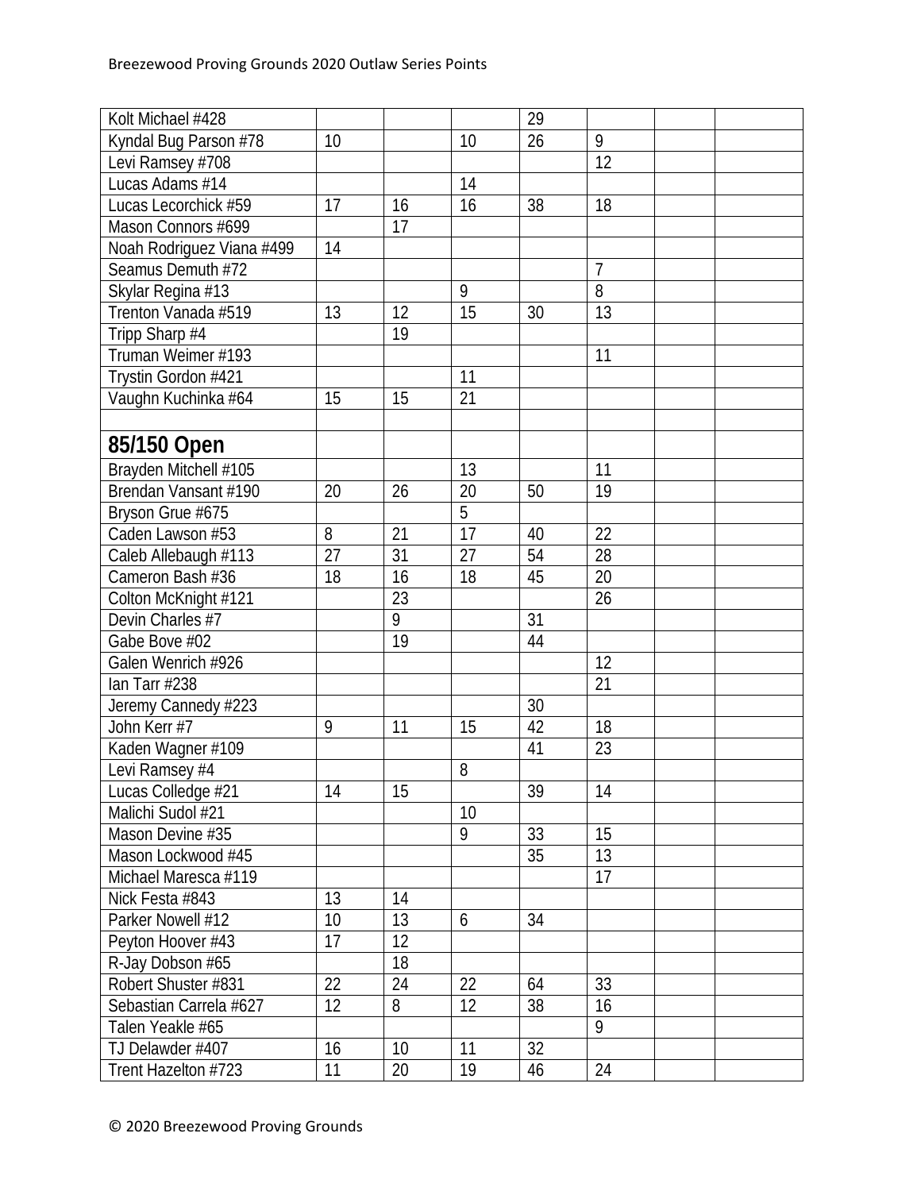| Kolt Michael #428 | | | | 29 | | | |
|---|---|---|---|---|---|---|---|
| Kyndal Bug Parson #78 | 10 | | 10 | 26 | 9 | | |
| Levi Ramsey #708 | | | | | 12 | | |
| Lucas Adams #14 | | | 14 | | | | |
| Lucas Lecorchick #59 | 17 | 16 | 16 | 38 | 18 | | |
| Mason Connors #699 | | 17 | | | | | |
| Noah Rodriguez Viana #499 | 14 | | | | | | |
| Seamus Demuth #72 | | | | | 7 | | |
| Skylar Regina #13 | | | 9 | | 8 | | |
| Trenton Vanada #519 | 13 | 12 | 15 | 30 | 13 | | |
| Tripp Sharp #4 | | 19 | | | | | |
| Truman Weimer #193 | | | | | 11 | | |
| Trystin Gordon #421 | | | 11 | | | | |
| Vaughn Kuchinka #64 | 15 | 15 | 21 | | | | |
| | | | | | | | |
| **85/150 Open** | | | | | | | |
| Brayden Mitchell #105 | | | 13 | | 11 | | |
| Brendan Vansant #190 | 20 | 26 | 20 | 50 | 19 | | |
| Bryson Grue #675 | | | 5 | | | | |
| Caden Lawson #53 | 8 | 21 | 17 | 40 | 22 | | |
| Caleb Allebaugh #113 | 27 | 31 | 27 | 54 | 28 | | |
| Cameron Bash #36 | 18 | 16 | 18 | 45 | 20 | | |
| Colton McKnight #121 | | 23 | | | 26 | | |
| Devin Charles #7 | | 9 | | 31 | | | |
| Gabe Bove #02 | | 19 | | 44 | | | |
| Galen Wenrich #926 | | | | | 12 | | |
| Ian Tarr #238 | | | | | 21 | | |
| Jeremy Cannedy #223 | | | | 30 | | | |
| John Kerr #7 | 9 | 11 | 15 | 42 | 18 | | |
| Kaden Wagner #109 | | | | 41 | 23 | | |
| Levi Ramsey #4 | | | 8 | | | | |
| Lucas Colledge #21 | 14 | 15 | | 39 | 14 | | |
| Malichi Sudol #21 | | | 10 | | | | |
| Mason Devine #35 | | | 9 | 33 | 15 | | |
| Mason Lockwood #45 | | | | 35 | 13 | | |
| Michael Maresca #119 | | | | | 17 | | |
| Nick Festa #843 | 13 | 14 | | | | | |
| Parker Nowell #12 | 10 | 13 | 6 | 34 | | | |
| Peyton Hoover #43 | 17 | 12 | | | | | |
| R-Jay Dobson #65 | | 18 | | | | | |
| Robert Shuster #831 | 22 | 24 | 22 | 64 | 33 | | |
| Sebastian Carrela #627 | 12 | 8 | 12 | 38 | 16 | | |
| Talen Yeakle #65 | | | | | 9 | | |
| TJ Delawder #407 | 16 | 10 | 11 | 32 | | | |
| Trent Hazelton #723 | 11 | 20 | 19 | 46 | 24 | | |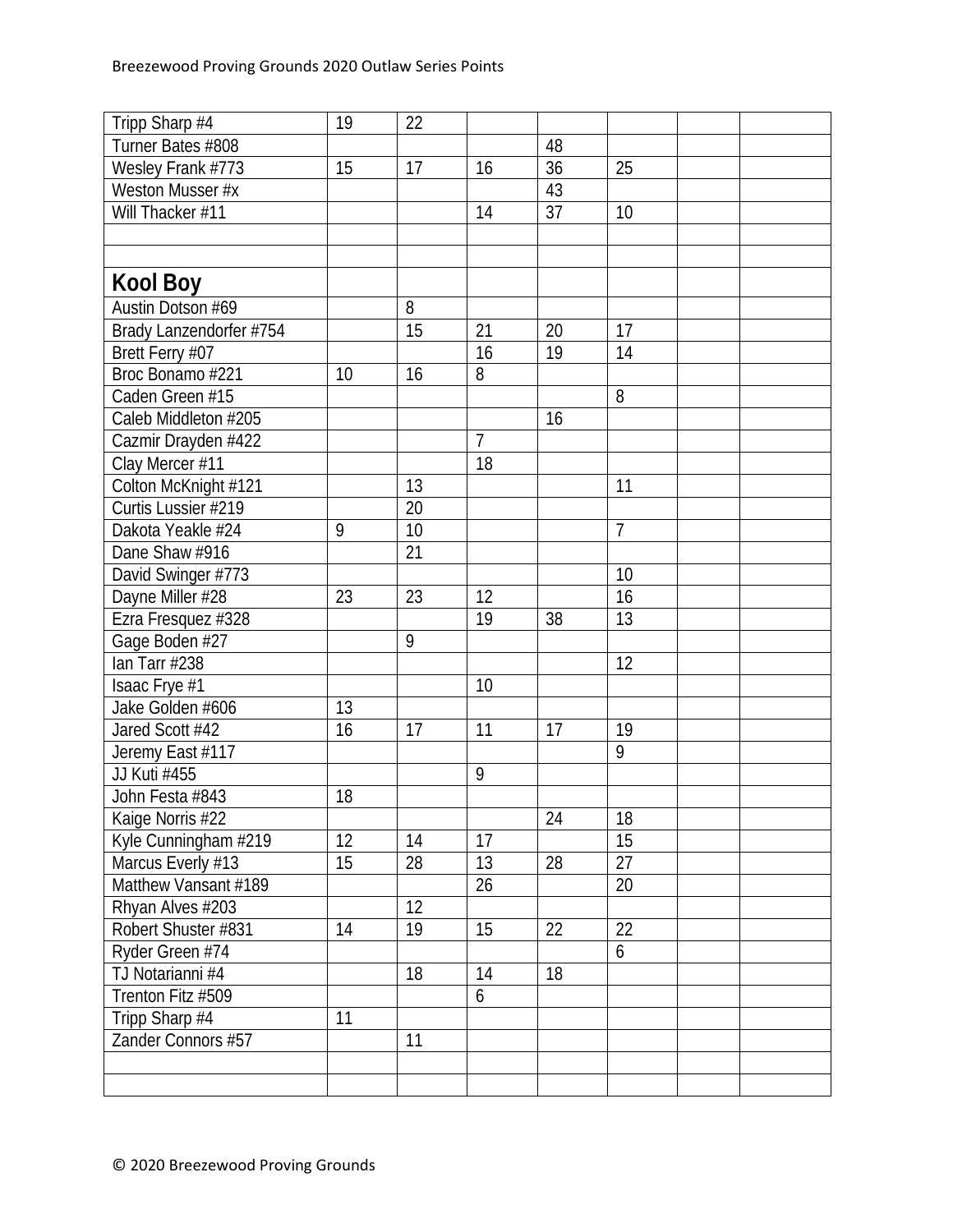| | | | | | | | |
|---|---|---|---|---|---|---|---|
| Tripp Sharp #4 | 19 | 22 | | | | | |
| Turner Bates #808 | | | | 48 | | | |
| Wesley Frank #773 | 15 | 17 | 16 | 36 | 25 | | |
| Weston Musser #x | | | | 43 | | | |
| Will Thacker #11 | | | 14 | 37 | 10 | | |
| | | | | | | | |
| | | | | | | | |
| **Kool Boy** | | | | | | | |
| Austin Dotson #69 | | 8 | | | | | |
| Brady Lanzendorfer #754 | | 15 | 21 | 20 | 17 | | |
| Brett Ferry #07 | | | 16 | 19 | 14 | | |
| Broc Bonamo #221 | 10 | 16 | 8 | | | | |
| Caden Green #15 | | | | | 8 | | |
| Caleb Middleton #205 | | | | 16 | | | |
| Cazmir Drayden #422 | | | 7 | | | | |
| Clay Mercer #11 | | | 18 | | | | |
| Colton McKnight #121 | | 13 | | | 11 | | |
| Curtis Lussier #219 | | 20 | | | | | |
| Dakota Yeakle #24 | 9 | 10 | | | 7 | | |
| Dane Shaw #916 | | 21 | | | | | |
| David Swinger #773 | | | | | 10 | | |
| Dayne Miller #28 | 23 | 23 | 12 | | 16 | | |
| Ezra Fresquez #328 | | | 19 | 38 | 13 | | |
| Gage Boden #27 | | 9 | | | | | |
| Ian Tarr #238 | | | | | 12 | | |
| Isaac Frye #1 | | | 10 | | | | |
| Jake Golden #606 | 13 | | | | | | |
| Jared Scott #42 | 16 | 17 | 11 | 17 | 19 | | |
| Jeremy East #117 | | | | | 9 | | |
| JJ Kuti #455 | | | 9 | | | | |
| John Festa #843 | 18 | | | | | | |
| Kaige Norris #22 | | | | 24 | 18 | | |
| Kyle Cunningham #219 | 12 | 14 | 17 | | 15 | | |
| Marcus Everly #13 | 15 | 28 | 13 | 28 | 27 | | |
| Matthew Vansant #189 | | | 26 | | 20 | | |
| Rhyan Alves #203 | | 12 | | | | | |
| Robert Shuster #831 | 14 | 19 | 15 | 22 | 22 | | |
| Ryder Green #74 | | | | | 6 | | |
| TJ Notarianni #4 | | 18 | 14 | 18 | | | |
| Trenton Fitz #509 | | | 6 | | | | |
| Tripp Sharp #4 | 11 | | | | | | |
| Zander Connors #57 | | 11 | | | | | |
| | | | | | | | |
| | | | | | | | |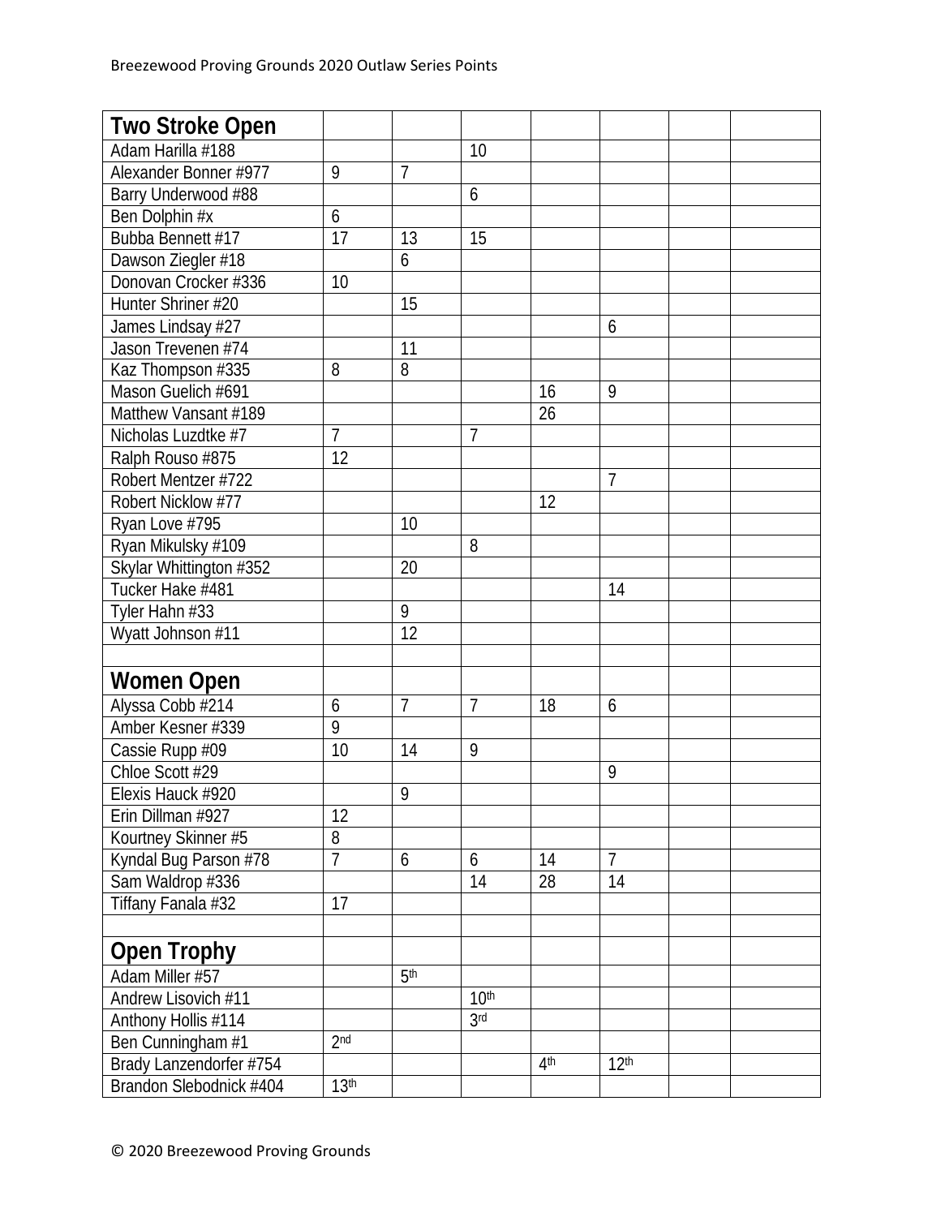| Two Stroke Open | | | | | | | |
|---|---|---|---|---|---|---|---|
| Adam Harilla #188 | | | 10 | | | | |
| Alexander Bonner #977 | 9 | 7 | | | | | |
| Barry Underwood #88 | | | 6 | | | | |
| Ben Dolphin #x | 6 | | | | | | |
| Bubba Bennett #17 | 17 | 13 | 15 | | | | |
| Dawson Ziegler #18 | | 6 | | | | | |
| Donovan Crocker #336 | 10 | | | | | | |
| Hunter Shriner #20 | | 15 | | | | | |
| James Lindsay #27 | | | | | 6 | | |
| Jason Trevenen #74 | | 11 | | | | | |
| Kaz Thompson #335 | 8 | 8 | | | | | |
| Mason Guelich #691 | | | | 16 | 9 | | |
| Matthew Vansant #189 | | | | 26 | | | |
| Nicholas Luzdtke #7 | 7 | | 7 | | | | |
| Ralph Rouso #875 | 12 | | | | | | |
| Robert Mentzer #722 | | | | | 7 | | |
| Robert Nicklow #77 | | | | 12 | | | |
| Ryan Love #795 | | 10 | | | | | |
| Ryan Mikulsky #109 | | | 8 | | | | |
| Skylar Whittington #352 | | 20 | | | | | |
| Tucker Hake #481 | | | | | 14 | | |
| Tyler Hahn #33 | | 9 | | | | | |
| Wyatt Johnson #11 | | 12 | | | | | |
| | | | | | | | |
| **Women Open** | | | | | | | |
| Alyssa Cobb #214 | 6 | 7 | 7 | 18 | 6 | | |
| Amber Kesner #339 | 9 | | | | | | |
| Cassie Rupp #09 | 10 | 14 | 9 | | | | |
| Chloe Scott #29 | | | | | 9 | | |
| Elexis Hauck #920 | | 9 | | | | | |
| Erin Dillman #927 | 12 | | | | | | |
| Kourtney Skinner #5 | 8 | | | | | | |
| Kyndal Bug Parson #78 | 7 | 6 | 6 | 14 | 7 | | |
| Sam Waldrop #336 | | | 14 | 28 | 14 | | |
| Tiffany Fanala #32 | 17 | | | | | | |
| | | | | | | | |
| **Open Trophy** | | | | | | | |
| Adam Miller #57 | | 5th | | | | | |
| Andrew Lisovich #11 | | | 10th | | | | |
| Anthony Hollis #114 | | | 3rd | | | | |
| Ben Cunningham #1 | 2nd | | | | | | |
| Brady Lanzendorfer #754 | | | | 4th | 12th | | |
| Brandon Slebodnick #404 | 13th | | | | | | |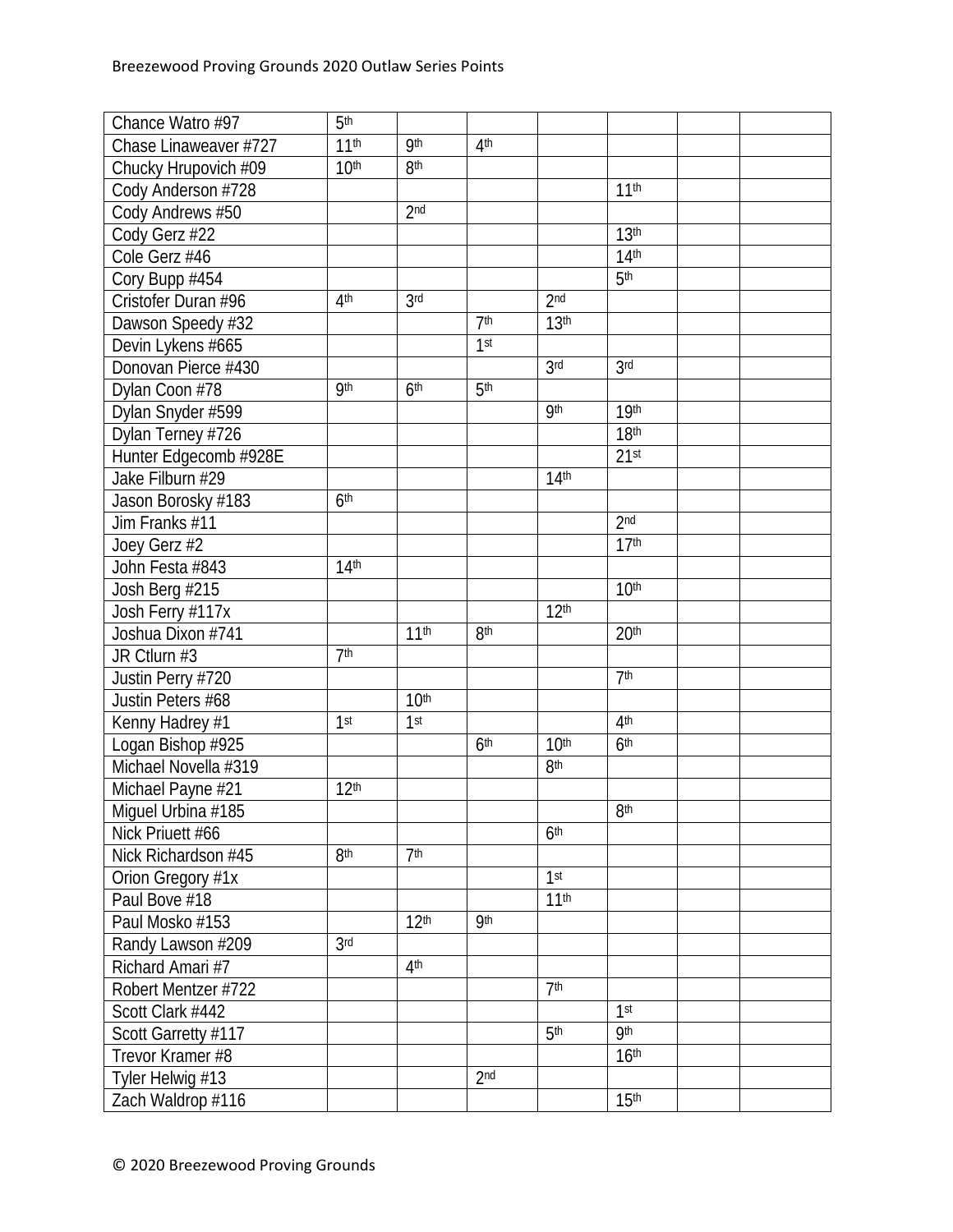| | | | | | | | |
|---|---|---|---|---|---|---|---|
| Chance Watro #97 | 5th | | | | | | |
| Chase Linaweaver #727 | 11th | 9th | 4th | | | | |
| Chucky Hrupovich #09 | 10th | 8th | | | | | |
| Cody Anderson #728 | | | | | 11th | | |
| Cody Andrews #50 | | 2nd | | | | | |
| Cody Gerz #22 | | | | | 13th | | |
| Cole Gerz #46 | | | | | 14th | | |
| Cory Bupp #454 | | | | | 5th | | |
| Cristofer Duran #96 | 4th | 3rd | | 2nd | | | |
| Dawson Speedy #32 | | | 7th | 13th | | | |
| Devin Lykens #665 | | | 1st | | | | |
| Donovan Pierce #430 | | | | 3rd | 3rd | | |
| Dylan Coon #78 | 9th | 6th | 5th | | | | |
| Dylan Snyder #599 | | | | 9th | 19th | | |
| Dylan Terney #726 | | | | | 18th | | |
| Hunter Edgecomb #928E | | | | | 21st | | |
| Jake Filburn #29 | | | | 14th | | | |
| Jason Borosky #183 | 6th | | | | | | |
| Jim Franks #11 | | | | | 2nd | | |
| Joey Gerz #2 | | | | | 17th | | |
| John Festa #843 | 14th | | | | | | |
| Josh Berg #215 | | | | | 10th | | |
| Josh Ferry #117x | | | | 12th | | | |
| Joshua Dixon #741 | | 11th | 8th | | 20th | | |
| JR Ctlurn #3 | 7th | | | | | | |
| Justin Perry #720 | | | | | 7th | | |
| Justin Peters #68 | | 10th | | | | | |
| Kenny Hadrey #1 | 1st | 1st | | | 4th | | |
| Logan Bishop #925 | | | 6th | 10th | 6th | | |
| Michael Novella #319 | | | | 8th | | | |
| Michael Payne #21 | 12th | | | | | | |
| Miguel Urbina #185 | | | | | 8th | | |
| Nick Priuett #66 | | | | 6th | | | |
| Nick Richardson #45 | 8th | 7th | | | | | |
| Orion Gregory #1x | | | | 1st | | | |
| Paul Bove #18 | | | | 11th | | | |
| Paul Mosko #153 | | 12th | 9th | | | | |
| Randy Lawson #209 | 3rd | | | | | | |
| Richard Amari #7 | | 4th | | | | | |
| Robert Mentzer #722 | | | | 7th | | | |
| Scott Clark #442 | | | | | 1st | | |
| Scott Garretty #117 | | | | 5th | 9th | | |
| Trevor Kramer #8 | | | | | 16th | | |
| Tyler Helwig #13 | | | 2nd | | | | |
| Zach Waldrop #116 | | | | | 15th | | |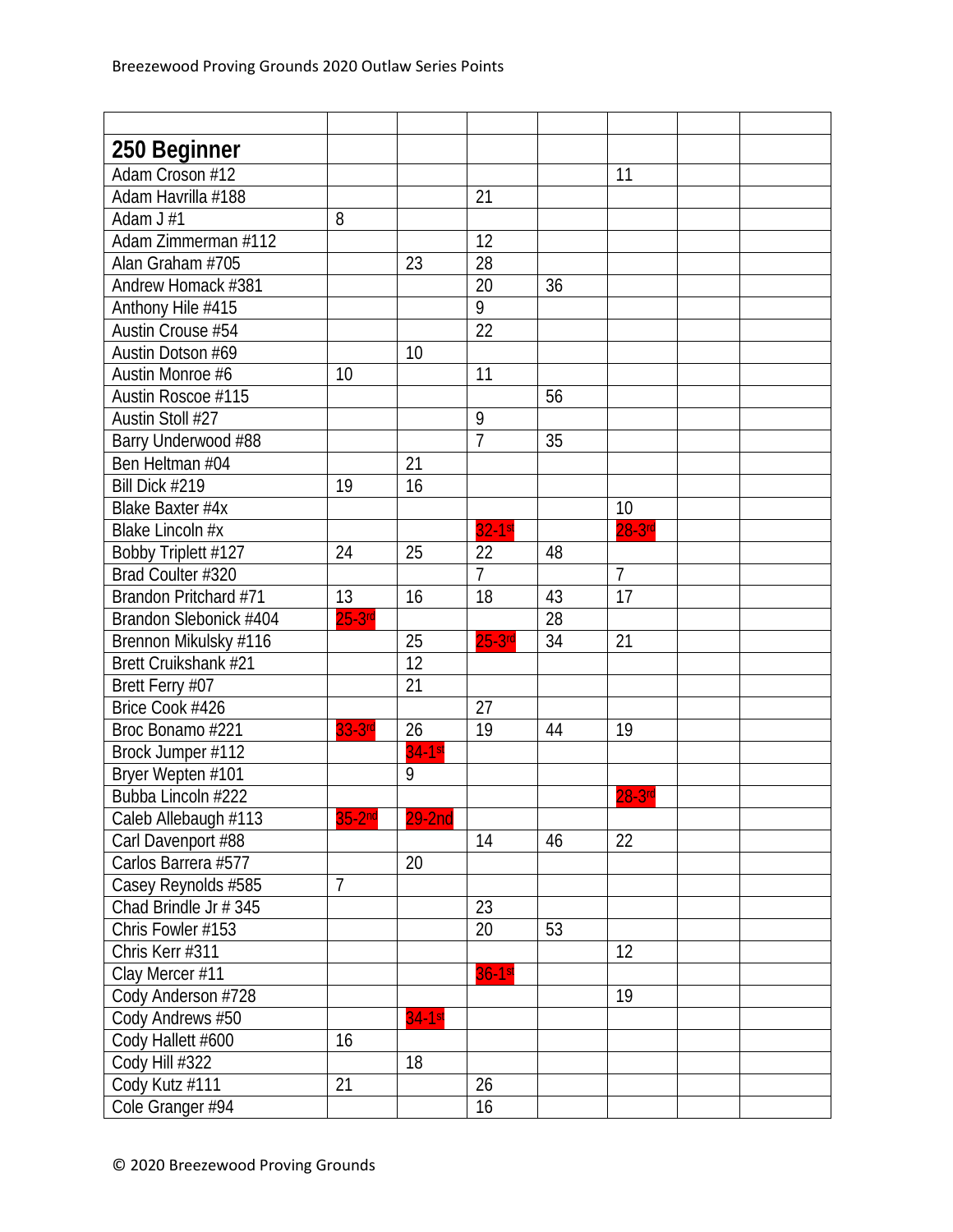Breezewood Proving Grounds 2020 Outlaw Series Points

| | | | | | | | |
|---|---|---|---|---|---|---|---|
| **250 Beginner** | | | | | | | |
| Adam Croson #12 | | | | | 11 | | |
| Adam Havrilla #188 | | | 21 | | | | |
| Adam J #1 | 8 | | | | | | |
| Adam Zimmerman #112 | | | 12 | | | | |
| Alan Graham #705 | | 23 | 28 | | | | |
| Andrew Homack #381 | | | 20 | 36 | | | |
| Anthony Hile #415 | | | 9 | | | | |
| Austin Crouse #54 | | | 22 | | | | |
| Austin Dotson #69 | | 10 | | | | | |
| Austin Monroe #6 | 10 | | 11 | | | | |
| Austin Roscoe #115 | | | | 56 | | | |
| Austin Stoll #27 | | | 9 | | | | |
| Barry Underwood #88 | | | 7 | 35 | | | |
| Ben Heltman #04 | | 21 | | | | | |
| Bill Dick #219 | 19 | 16 | | | | | |
| Blake Baxter #4x | | | | | 10 | | |
| Blake Lincoln #x | | | 32-1st | | 28-3rd | | |
| Bobby Triplett #127 | 24 | 25 | 22 | 48 | | | |
| Brad Coulter #320 | | | 7 | | 7 | | |
| Brandon Pritchard #71 | 13 | 16 | 18 | 43 | 17 | | |
| Brandon Slebonick #404 | 25-3rd | | | 28 | | | |
| Brennon Mikulsky #116 | | 25 | 25-3rd | 34 | 21 | | |
| Brett Cruikshank #21 | | 12 | | | | | |
| Brett Ferry #07 | | 21 | | | | | |
| Brice Cook #426 | | | 27 | | | | |
| Broc Bonamo #221 | 33-3rd | 26 | 19 | 44 | 19 | | |
| Brock Jumper #112 | | 34-1st | | | | | |
| Bryer Wepten #101 | | 9 | | | | | |
| Bubba Lincoln #222 | | | | | 28-3rd | | |
| Caleb Allebaugh #113 | 35-2nd | 29-2nd | | | | | |
| Carl Davenport #88 | | | 14 | 46 | 22 | | |
| Carlos Barrera #577 | | 20 | | | | | |
| Casey Reynolds #585 | 7 | | | | | | |
| Chad Brindle Jr # 345 | | | 23 | | | | |
| Chris Fowler #153 | | | 20 | 53 | | | |
| Chris Kerr #311 | | | | | 12 | | |
| Clay Mercer #11 | | | 36-1st | | | | |
| Cody Anderson #728 | | | | | 19 | | |
| Cody Andrews #50 | | 34-1st | | | | | |
| Cody Hallett #600 | 16 | | | | | | |
| Cody Hill #322 | | 18 | | | | | |
| Cody Kutz #111 | 21 | | 26 | | | | |
| Cole Granger #94 | | | 16 | | | | |

© 2020 Breezewood Proving Grounds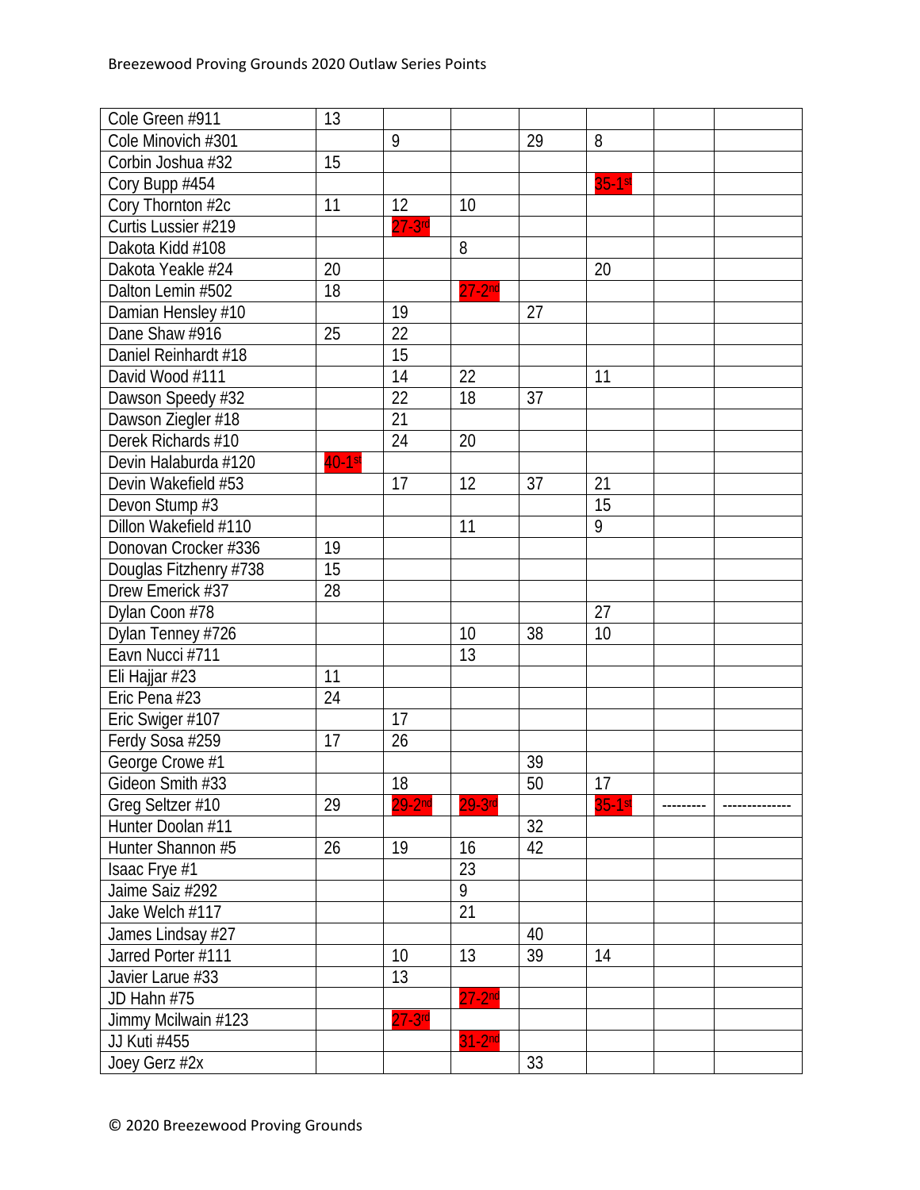| Cole Green #911 | 13 | | | | | | |
|---|---|---|---|---|---|---|---|
| Cole Minovich #301 | | 9 | | 29 | 8 | | |
| Corbin Joshua #32 | 15 | | | | | | |
| Cory Bupp #454 | | | | | 35-1st | | |
| Cory Thornton #2c | 11 | 12 | 10 | | | | |
| Curtis Lussier #219 | | 27-3rd | | | | | |
| Dakota Kidd #108 | | | 8 | | | | |
| Dakota Yeakle #24 | 20 | | | | 20 | | |
| Dalton Lemin #502 | 18 | | 27-2nd | | | | |
| Damian Hensley #10 | | 19 | | 27 | | | |
| Dane Shaw #916 | 25 | 22 | | | | | |
| Daniel Reinhardt #18 | | 15 | | | | | |
| David Wood #111 | | 14 | 22 | | 11 | | |
| Dawson Speedy #32 | | 22 | 18 | 37 | | | |
| Dawson Ziegler #18 | | 21 | | | | | |
| Derek Richards #10 | | 24 | 20 | | | | |
| Devin Halaburda #120 | 40-1st | | | | | | |
| Devin Wakefield #53 | | 17 | 12 | 37 | 21 | | |
| Devon Stump #3 | | | | | 15 | | |
| Dillon Wakefield #110 | | | 11 | | 9 | | |
| Donovan Crocker #336 | 19 | | | | | | |
| Douglas Fitzhenry #738 | 15 | | | | | | |
| Drew Emerick #37 | 28 | | | | | | |
| Dylan Coon #78 | | | | | 27 | | |
| Dylan Tenney #726 | | | 10 | 38 | 10 | | |
| Eavn Nucci #711 | | | 13 | | | | |
| Eli Hajjar #23 | 11 | | | | | | |
| Eric Pena #23 | 24 | | | | | | |
| Eric Swiger #107 | | 17 | | | | | |
| Ferdy Sosa #259 | 17 | 26 | | | | | |
| George Crowe #1 | | | | 39 | | | |
| Gideon Smith #33 | | 18 | | 50 | 17 | | |
| Greg Seltzer #10 | 29 | 29-2nd | 29-3rd | | 35-1st | --------- | -------------- |
| Hunter Doolan #11 | | | | 32 | | | |
| Hunter Shannon #5 | 26 | 19 | 16 | 42 | | | |
| Isaac Frye #1 | | | 23 | | | | |
| Jaime Saiz #292 | | | 9 | | | | |
| Jake Welch #117 | | | 21 | | | | |
| James Lindsay #27 | | | | 40 | | | |
| Jarred Porter #111 | | 10 | 13 | 39 | 14 | | |
| Javier Larue #33 | | 13 | | | | | |
| JD Hahn #75 | | | 27-2nd | | | | |
| Jimmy Mcilwain #123 | | 27-3rd | | | | | |
| JJ Kuti #455 | | | 31-2nd | | | | |
| Joey Gerz #2x | | | | 33 | | | |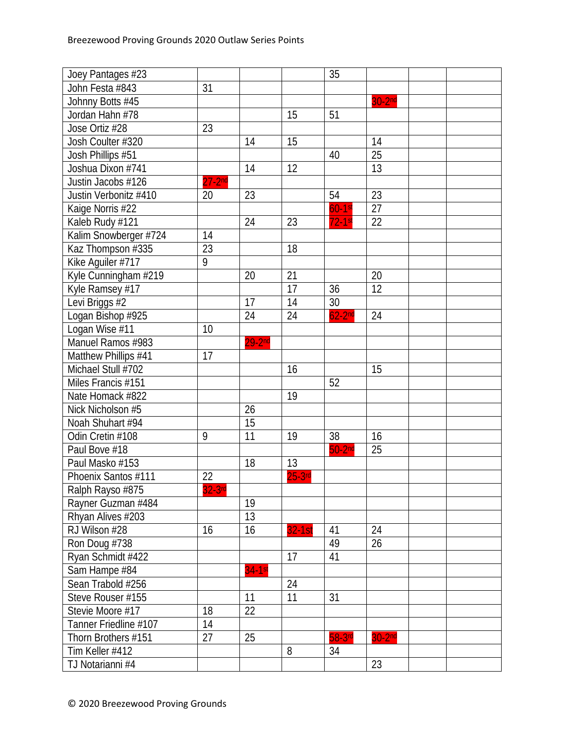| | | | | | | | |
|---|---|---|---|---|---|---|---|
| Joey Pantages #23 | | | | 35 | | | |
| John Festa #843 | 31 | | | | | | |
| Johnny Botts #45 | | | | | 30-2nd | | |
| Jordan Hahn #78 | | | 15 | 51 | | | |
| Jose Ortiz #28 | 23 | | | | | | |
| Josh Coulter #320 | | 14 | 15 | | 14 | | |
| Josh Phillips #51 | | | | 40 | 25 | | |
| Joshua Dixon #741 | | 14 | 12 | | 13 | | |
| Justin Jacobs #126 | 27-2nd | | | | | | |
| Justin Verbonitz #410 | 20 | 23 | | 54 | 23 | | |
| Kaige Norris #22 | | | | 60-1st | 27 | | |
| Kaleb Rudy #121 | | 24 | 23 | 72-1st | 22 | | |
| Kalim Snowberger #724 | 14 | | | | | | |
| Kaz Thompson #335 | 23 | | 18 | | | | |
| Kike Aguiler #717 | 9 | | | | | | |
| Kyle Cunningham #219 | | 20 | 21 | | 20 | | |
| Kyle Ramsey #17 | | | 17 | 36 | 12 | | |
| Levi Briggs #2 | | 17 | 14 | 30 | | | |
| Logan Bishop #925 | | 24 | 24 | 62-2nd | 24 | | |
| Logan Wise #11 | 10 | | | | | | |
| Manuel Ramos #983 | | 29-2nd | | | | | |
| Matthew Phillips #41 | 17 | | | | | | |
| Michael Stull #702 | | | 16 | | 15 | | |
| Miles Francis #151 | | | | 52 | | | |
| Nate Homack #822 | | | 19 | | | | |
| Nick Nicholson #5 | | 26 | | | | | |
| Noah Shuhart #94 | | 15 | | | | | |
| Odin Cretin #108 | 9 | 11 | 19 | 38 | 16 | | |
| Paul Bove #18 | | | | 50-2nd | 25 | | |
| Paul Masko #153 | | 18 | 13 | | | | |
| Phoenix Santos #111 | 22 | | 25-3rd | | | | |
| Ralph Rayso #875 | 32-3rd | | | | | | |
| Rayner Guzman #484 | | 19 | | | | | |
| Rhyan Alives #203 | | 13 | | | | | |
| RJ Wilson #28 | 16 | 16 | 32-1st | 41 | 24 | | |
| Ron Doug #738 | | | | 49 | 26 | | |
| Ryan Schmidt #422 | | | 17 | 41 | | | |
| Sam Hampe #84 | | 34-1st | | | | | |
| Sean Trabold #256 | | | 24 | | | | |
| Steve Rouser #155 | | 11 | 11 | 31 | | | |
| Stevie Moore #17 | 18 | 22 | | | | | |
| Tanner Friedline #107 | 14 | | | | | | |
| Thorn Brothers #151 | 27 | 25 | | 58-3rd | 30-2nd | | |
| Tim Keller #412 | | | 8 | 34 | | | |
| TJ Notarianni #4 | | | | | 23 | | |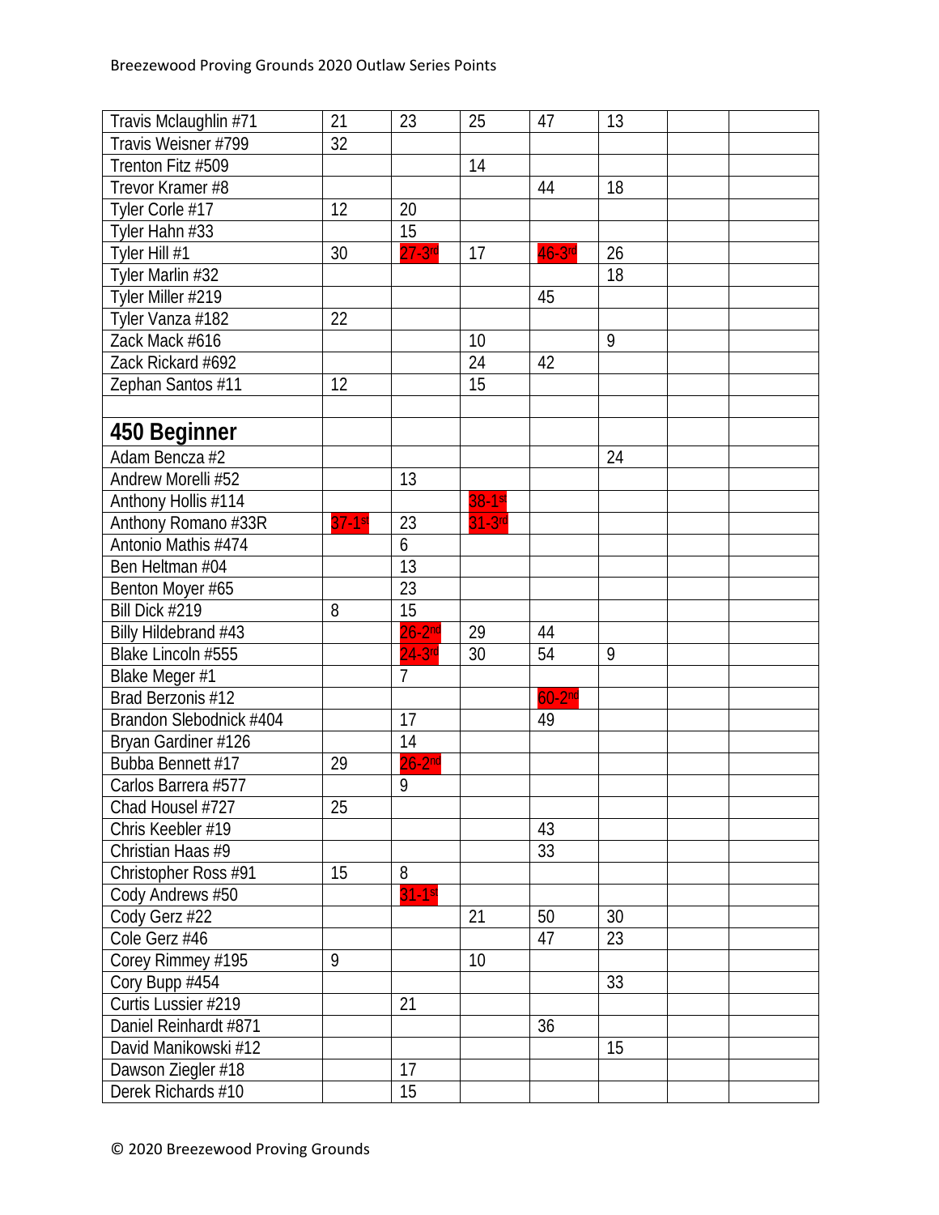| | | | | | | | |
|---|---|---|---|---|---|---|---|
| Travis Mclaughlin #71 | 21 | 23 | 25 | 47 | 13 | | |
| Travis Weisner #799 | 32 | | | | | | |
| Trenton Fitz #509 | | | 14 | | | | |
| Trevor Kramer #8 | | | | 44 | 18 | | |
| Tyler Corle #17 | 12 | 20 | | | | | |
| Tyler Hahn #33 | | 15 | | | | | |
| Tyler Hill #1 | 30 | 27-3rd | 17 | 46-3rd | 26 | | |
| Tyler Marlin #32 | | | | | 18 | | |
| Tyler Miller #219 | | | | 45 | | | |
| Tyler Vanza #182 | 22 | | | | | | |
| Zack Mack #616 | | | 10 | | 9 | | |
| Zack Rickard #692 | | | 24 | 42 | | | |
| Zephan Santos #11 | 12 | | 15 | | | | |
| | | | | | | | |
| **450 Beginner** | | | | | | | |
| Adam Bencza #2 | | | | | 24 | | |
| Andrew Morelli #52 | | 13 | | | | | |
| Anthony Hollis #114 | | | 38-1st | | | | |
| Anthony Romano #33R | 37-1st | 23 | 31-3rd | | | | |
| Antonio Mathis #474 | | 6 | | | | | |
| Ben Heltman #04 | | 13 | | | | | |
| Benton Moyer #65 | | 23 | | | | | |
| Bill Dick #219 | 8 | 15 | | | | | |
| Billy Hildebrand #43 | | 26-2nd | 29 | 44 | | | |
| Blake Lincoln #555 | | 24-3rd | 30 | 54 | 9 | | |
| Blake Meger #1 | | 7 | | | | | |
| Brad Berzonis #12 | | | | 60-2nd | | | |
| Brandon Slebodnick #404 | | 17 | | 49 | | | |
| Bryan Gardiner #126 | | 14 | | | | | |
| Bubba Bennett #17 | 29 | 26-2nd | | | | | |
| Carlos Barrera #577 | | 9 | | | | | |
| Chad Housel #727 | 25 | | | | | | |
| Chris Keebler #19 | | | | 43 | | | |
| Christian Haas #9 | | | | 33 | | | |
| Christopher Ross #91 | 15 | 8 | | | | | |
| Cody Andrews #50 | | 31-1st | | | | | |
| Cody Gerz #22 | | | 21 | 50 | 30 | | |
| Cole Gerz #46 | | | | 47 | 23 | | |
| Corey Rimmey #195 | 9 | | 10 | | | | |
| Cory Bupp #454 | | | | | 33 | | |
| Curtis Lussier #219 | | 21 | | | | | |
| Daniel Reinhardt #871 | | | | 36 | | | |
| David Manikowski #12 | | | | | 15 | | |
| Dawson Ziegler #18 | | 17 | | | | | |
| Derek Richards #10 | | 15 | | | | | |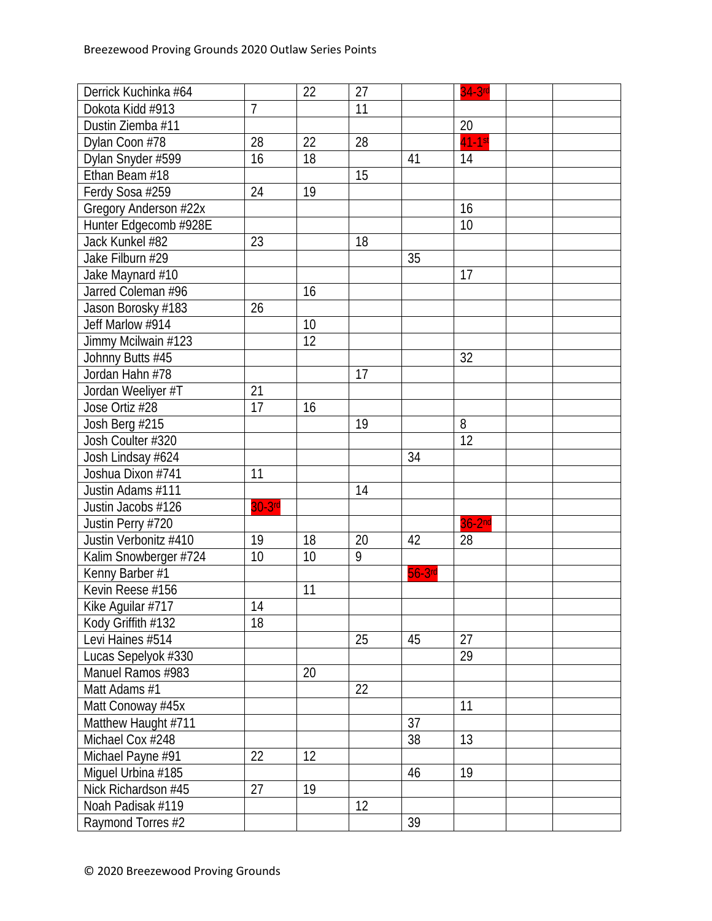| | | | | | | | |
|---|---|---|---|---|---|---|---|
| Derrick Kuchinka #64 | | 22 | 27 | | 34-3rd | | |
| Dokota Kidd #913 | 7 | | 11 | | | | |
| Dustin Ziemba #11 | | | | | 20 | | |
| Dylan Coon #78 | 28 | 22 | 28 | | 41-1st | | |
| Dylan Snyder #599 | 16 | 18 | | 41 | 14 | | |
| Ethan Beam #18 | | | 15 | | | | |
| Ferdy Sosa #259 | 24 | 19 | | | | | |
| Gregory Anderson #22x | | | | | 16 | | |
| Hunter Edgecomb #928E | | | | | 10 | | |
| Jack Kunkel #82 | 23 | | 18 | | | | |
| Jake Filburn #29 | | | | 35 | | | |
| Jake Maynard #10 | | | | | 17 | | |
| Jarred Coleman #96 | | 16 | | | | | |
| Jason Borosky #183 | 26 | | | | | | |
| Jeff Marlow #914 | | 10 | | | | | |
| Jimmy Mcilwain #123 | | 12 | | | | | |
| Johnny Butts #45 | | | | | 32 | | |
| Jordan Hahn #78 | | | 17 | | | | |
| Jordan Weeliyer #T | 21 | | | | | | |
| Jose Ortiz #28 | 17 | 16 | | | | | |
| Josh Berg #215 | | | 19 | | 8 | | |
| Josh Coulter #320 | | | | | 12 | | |
| Josh Lindsay #624 | | | | 34 | | | |
| Joshua Dixon #741 | 11 | | | | | | |
| Justin Adams #111 | | | 14 | | | | |
| Justin Jacobs #126 | 30-3rd | | | | | | |
| Justin Perry #720 | | | | | 36-2nd | | |
| Justin Verbonitz #410 | 19 | 18 | 20 | 42 | 28 | | |
| Kalim Snowberger #724 | 10 | 10 | 9 | | | | |
| Kenny Barber #1 | | | | 56-3rd | | | |
| Kevin Reese #156 | | 11 | | | | | |
| Kike Aguilar #717 | 14 | | | | | | |
| Kody Griffith #132 | 18 | | | | | | |
| Levi Haines #514 | | | 25 | 45 | 27 | | |
| Lucas Sepelyok #330 | | | | | 29 | | |
| Manuel Ramos #983 | | 20 | | | | | |
| Matt Adams #1 | | | 22 | | | | |
| Matt Conoway #45x | | | | | 11 | | |
| Matthew Haught #711 | | | | 37 | | | |
| Michael Cox #248 | | | | 38 | 13 | | |
| Michael Payne #91 | 22 | 12 | | | | | |
| Miguel Urbina #185 | | | | 46 | 19 | | |
| Nick Richardson #45 | 27 | 19 | | | | | |
| Noah Padisak #119 | | | 12 | | | | |
| Raymond Torres #2 | | | | 39 | | | |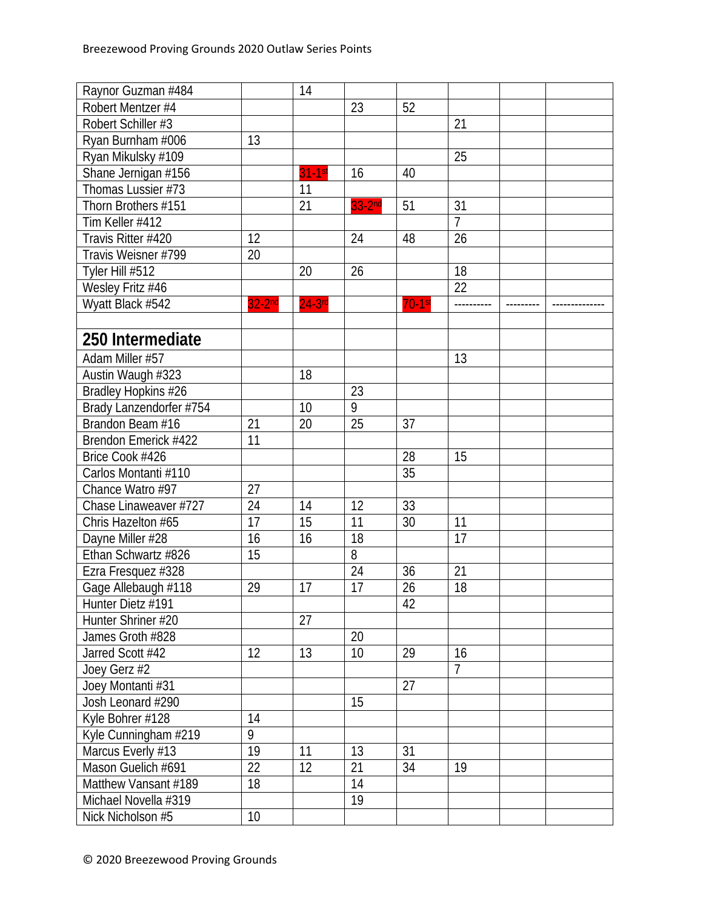| | | | | | | | |
|---|---|---|---|---|---|---|---|
| Raynor Guzman #484 | | 14 | | | | | |
| Robert Mentzer #4 | | | 23 | 52 | | | |
| Robert Schiller #3 | | | | | 21 | | |
| Ryan Burnham #006 | 13 | | | | | | |
| Ryan Mikulsky #109 | | | | | 25 | | |
| Shane Jernigan #156 | | 31-1st | 16 | 40 | | | |
| Thomas Lussier #73 | | 11 | | | | | |
| Thorn Brothers #151 | | 21 | 33-2nd | 51 | 31 | | |
| Tim Keller #412 | | | | | 7 | | |
| Travis Ritter #420 | 12 | | 24 | 48 | 26 | | |
| Travis Weisner #799 | 20 | | | | | | |
| Tyler Hill #512 | | 20 | 26 | | 18 | | |
| Wesley Fritz #46 | | | | | 22 | | |
| Wyatt Black #542 | 32-2nd | 24-3rd | | 70-1st | ---------- | --------- | -------------- |
| | | | | | | | |
| **250 Intermediate** | | | | | | | |
| Adam Miller #57 | | | | | 13 | | |
| Austin Waugh #323 | | 18 | | | | | |
| Bradley Hopkins #26 | | | 23 | | | | |
| Brady Lanzendorfer #754 | | 10 | 9 | | | | |
| Brandon Beam #16 | 21 | 20 | 25 | 37 | | | |
| Brendon Emerick #422 | 11 | | | | | | |
| Brice Cook #426 | | | | 28 | 15 | | |
| Carlos Montanti #110 | | | | 35 | | | |
| Chance Watro #97 | 27 | | | | | | |
| Chase Linaweaver #727 | 24 | 14 | 12 | 33 | | | |
| Chris Hazelton #65 | 17 | 15 | 11 | 30 | 11 | | |
| Dayne Miller #28 | 16 | 16 | 18 | | 17 | | |
| Ethan Schwartz #826 | 15 | | 8 | | | | |
| Ezra Fresquez #328 | | | 24 | 36 | 21 | | |
| Gage Allebaugh #118 | 29 | 17 | 17 | 26 | 18 | | |
| Hunter Dietz #191 | | | | 42 | | | |
| Hunter Shriner #20 | | 27 | | | | | |
| James Groth #828 | | | 20 | | | | |
| Jarred Scott #42 | 12 | 13 | 10 | 29 | 16 | | |
| Joey Gerz #2 | | | | | 7 | | |
| Joey Montanti #31 | | | | 27 | | | |
| Josh Leonard #290 | | | 15 | | | | |
| Kyle Bohrer #128 | 14 | | | | | | |
| Kyle Cunningham #219 | 9 | | | | | | |
| Marcus Everly #13 | 19 | 11 | 13 | 31 | | | |
| Mason Guelich #691 | 22 | 12 | 21 | 34 | 19 | | |
| Matthew Vansant #189 | 18 | | 14 | | | | |
| Michael Novella #319 | | | 19 | | | | |
| Nick Nicholson #5 | 10 | | | | | | |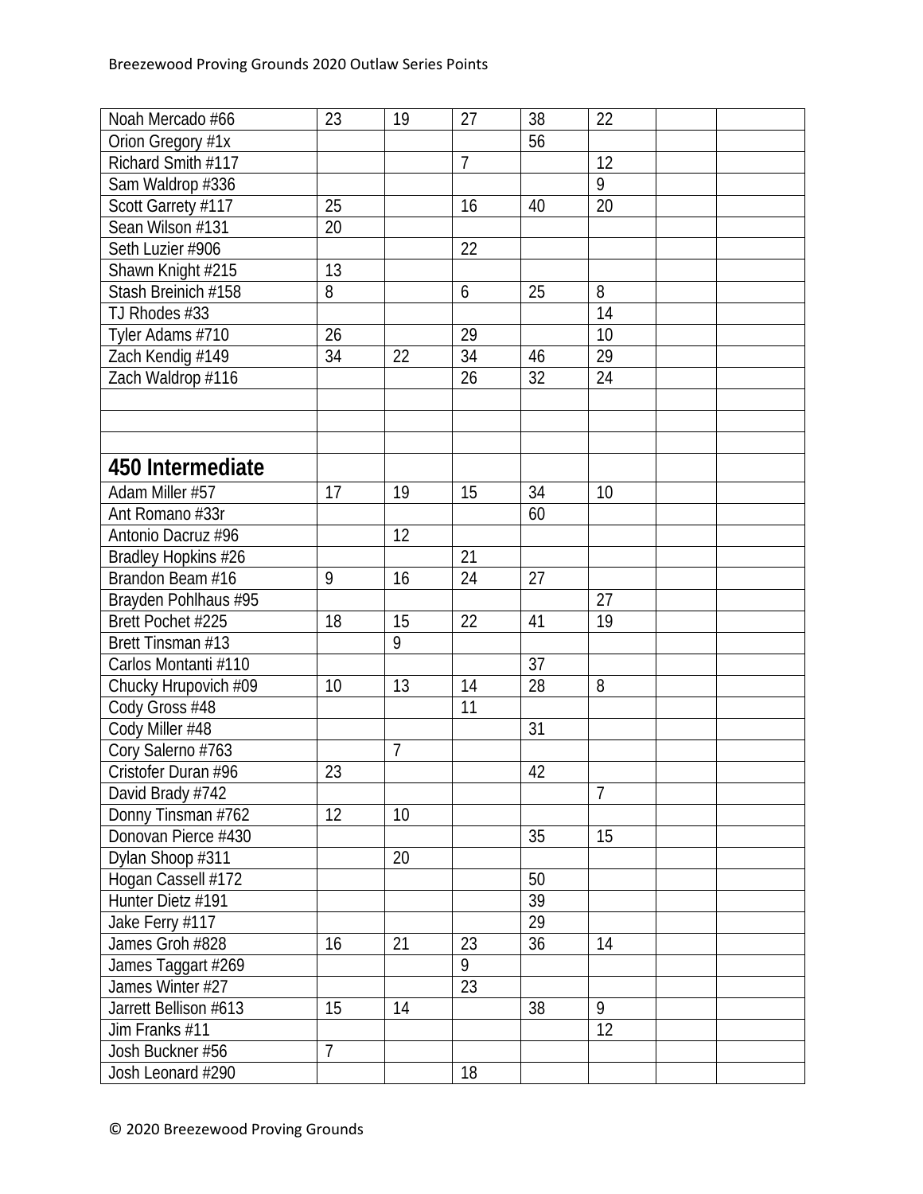| | | | | | | | |
|---|---|---|---|---|---|---|---|
| Noah Mercado #66 | 23 | 19 | 27 | 38 | 22 | | |
| Orion Gregory #1x | | | | 56 | | | |
| Richard Smith #117 | | | 7 | | 12 | | |
| Sam Waldrop #336 | | | | | 9 | | |
| Scott Garrety #117 | 25 | | 16 | 40 | 20 | | |
| Sean Wilson #131 | 20 | | | | | | |
| Seth Luzier #906 | | | 22 | | | | |
| Shawn Knight #215 | 13 | | | | | | |
| Stash Breinich #158 | 8 | | 6 | 25 | 8 | | |
| TJ Rhodes #33 | | | | | 14 | | |
| Tyler Adams #710 | 26 | | 29 | | 10 | | |
| Zach Kendig #149 | 34 | 22 | 34 | 46 | 29 | | |
| Zach Waldrop #116 | | | 26 | 32 | 24 | | |
| | | | | | | | |
| | | | | | | | |
| | | | | | | | |
| **450 Intermediate** | | | | | | | |
| Adam Miller #57 | 17 | 19 | 15 | 34 | 10 | | |
| Ant Romano #33r | | | | 60 | | | |
| Antonio Dacruz #96 | | 12 | | | | | |
| Bradley Hopkins #26 | | | 21 | | | | |
| Brandon Beam #16 | 9 | 16 | 24 | 27 | | | |
| Brayden Pohlhaus #95 | | | | | 27 | | |
| Brett Pochet #225 | 18 | 15 | 22 | 41 | 19 | | |
| Brett Tinsman #13 | | 9 | | | | | |
| Carlos Montanti #110 | | | | 37 | | | |
| Chucky Hrupovich #09 | 10 | 13 | 14 | 28 | 8 | | |
| Cody Gross #48 | | | 11 | | | | |
| Cody Miller #48 | | | | 31 | | | |
| Cory Salerno #763 | | 7 | | | | | |
| Cristofer Duran #96 | 23 | | | 42 | | | |
| David Brady #742 | | | | | 7 | | |
| Donny Tinsman #762 | 12 | 10 | | | | | |
| Donovan Pierce #430 | | | | 35 | 15 | | |
| Dylan Shoop #311 | | 20 | | | | | |
| Hogan Cassell #172 | | | | 50 | | | |
| Hunter Dietz #191 | | | | 39 | | | |
| Jake Ferry #117 | | | | 29 | | | |
| James Groh #828 | 16 | 21 | 23 | 36 | 14 | | |
| James Taggart #269 | | | 9 | | | | |
| James Winter #27 | | | 23 | | | | |
| Jarrett Bellison #613 | 15 | 14 | | 38 | 9 | | |
| Jim Franks #11 | | | | | 12 | | |
| Josh Buckner #56 | 7 | | | | | | |
| Josh Leonard #290 | | | 18 | | | | |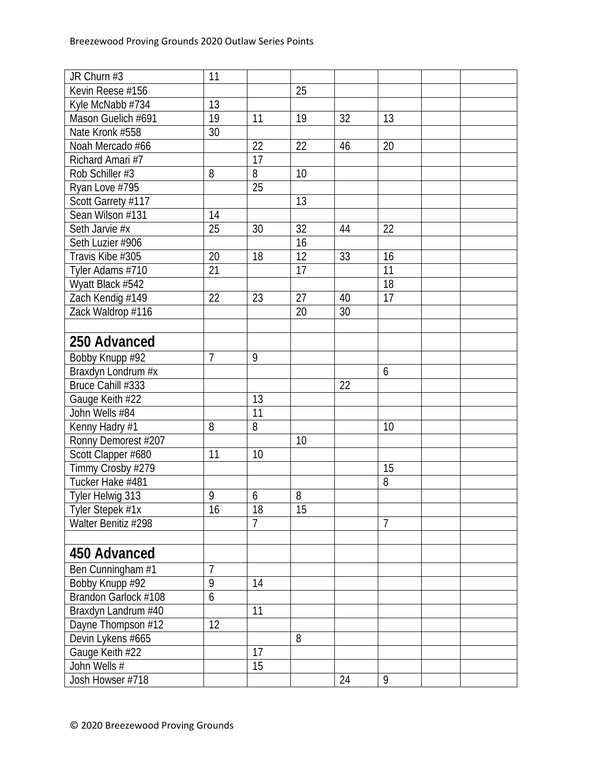| | | | | | | | |
|---|---|---|---|---|---|---|---|
| JR Churn #3 | 11 | | | | | | |
| Kevin Reese #156 | | | 25 | | | | |
| Kyle McNabb #734 | 13 | | | | | | |
| Mason Guelich #691 | 19 | 11 | 19 | 32 | 13 | | |
| Nate Kronk #558 | 30 | | | | | | |
| Noah Mercado #66 | | 22 | 22 | 46 | 20 | | |
| Richard Amari #7 | | 17 | | | | | |
| Rob Schiller #3 | 8 | 8 | 10 | | | | |
| Ryan Love #795 | | 25 | | | | | |
| Scott Garrety #117 | | | 13 | | | | |
| Sean Wilson #131 | 14 | | | | | | |
| Seth Jarvie #x | 25 | 30 | 32 | 44 | 22 | | |
| Seth Luzier #906 | | | 16 | | | | |
| Travis Kibe #305 | 20 | 18 | 12 | 33 | 16 | | |
| Tyler Adams #710 | 21 | | 17 | | 11 | | |
| Wyatt Black #542 | | | | | 18 | | |
| Zach Kendig #149 | 22 | 23 | 27 | 40 | 17 | | |
| Zack Waldrop #116 | | | 20 | 30 | | | |
| | | | | | | | |
| **250 Advanced** | | | | | | | |
| Bobby Knupp #92 | 7 | 9 | | | | | |
| Braxdyn Londrum #x | | | | | 6 | | |
| Bruce Cahill #333 | | | | 22 | | | |
| Gauge Keith #22 | | 13 | | | | | |
| John Wells #84 | | 11 | | | | | |
| Kenny Hadry #1 | 8 | 8 | | | 10 | | |
| Ronny Demorest #207 | | | 10 | | | | |
| Scott Clapper #680 | 11 | 10 | | | | | |
| Timmy Crosby #279 | | | | | 15 | | |
| Tucker Hake #481 | | | | | 8 | | |
| Tyler Helwig 313 | 9 | 6 | 8 | | | | |
| Tyler Stepek #1x | 16 | 18 | 15 | | | | |
| Walter Benitiz #298 | | 7 | | | 7 | | |
| | | | | | | | |
| **450 Advanced** | | | | | | | |
| Ben Cunningham #1 | 7 | | | | | | |
| Bobby Knupp #92 | 9 | 14 | | | | | |
| Brandon Garlock #108 | 6 | | | | | | |
| Braxdyn Landrum #40 | | 11 | | | | | |
| Dayne Thompson #12 | 12 | | | | | | |
| Devin Lykens #665 | | | 8 | | | | |
| Gauge Keith #22 | | 17 | | | | | |
| John Wells # | | 15 | | | | | |
| Josh Howser #718 | | | | 24 | 9 | | |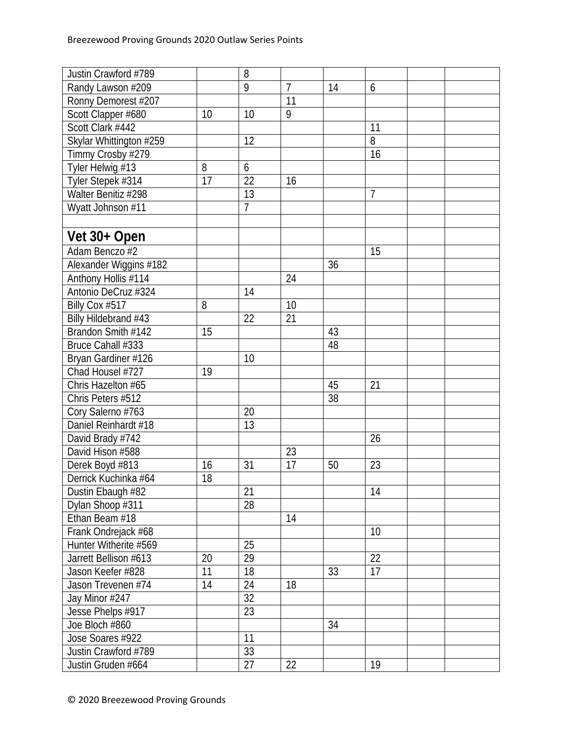| | | | | | | | |
|---|---|---|---|---|---|---|---|
| Justin Crawford #789 | | 8 | | | | | |
| Randy Lawson #209 | | 9 | 7 | 14 | 6 | | |
| Ronny Demorest #207 | | | 11 | | | | |
| Scott Clapper #680 | 10 | 10 | 9 | | | | |
| Scott Clark #442 | | | | | 11 | | |
| Skylar Whittington #259 | | 12 | | | 8 | | |
| Timmy Crosby #279 | | | | | 16 | | |
| Tyler Helwig #13 | 8 | 6 | | | | | |
| Tyler Stepek #314 | 17 | 22 | 16 | | | | |
| Walter Benitiz #298 | | 13 | | | 7 | | |
| Wyatt Johnson #11 | | 7 | | | | | |
| | | | | | | | |
| **Vet 30+ Open** | | | | | | | |
| Adam Benczo #2 | | | | | 15 | | |
| Alexander Wiggins #182 | | | | 36 | | | |
| Anthony Hollis #114 | | | 24 | | | | |
| Antonio DeCruz #324 | | 14 | | | | | |
| Billy Cox #517 | 8 | | 10 | | | | |
| Billy Hildebrand #43 | | 22 | 21 | | | | |
| Brandon Smith #142 | 15 | | | 43 | | | |
| Bruce Cahall #333 | | | | 48 | | | |
| Bryan Gardiner #126 | | 10 | | | | | |
| Chad Housel #727 | 19 | | | | | | |
| Chris Hazelton #65 | | | | 45 | 21 | | |
| Chris Peters #512 | | | | 38 | | | |
| Cory Salerno #763 | | 20 | | | | | |
| Daniel Reinhardt #18 | | 13 | | | | | |
| David Brady #742 | | | | | 26 | | |
| David Hison #588 | | | 23 | | | | |
| Derek Boyd #813 | 16 | 31 | 17 | 50 | 23 | | |
| Derrick Kuchinka #64 | 18 | | | | | | |
| Dustin Ebaugh #82 | | 21 | | | 14 | | |
| Dylan Shoop #311 | | 28 | | | | | |
| Ethan Beam #18 | | | 14 | | | | |
| Frank Ondrejack #68 | | | | | 10 | | |
| Hunter Witherite #569 | | 25 | | | | | |
| Jarrett Bellison #613 | 20 | 29 | | | 22 | | |
| Jason Keefer #828 | 11 | 18 | | 33 | 17 | | |
| Jason Trevenen #74 | 14 | 24 | 18 | | | | |
| Jay Minor #247 | | 32 | | | | | |
| Jesse Phelps #917 | | 23 | | | | | |
| Joe Bloch #860 | | | | 34 | | | |
| Jose Soares #922 | | 11 | | | | | |
| Justin Crawford #789 | | 33 | | | | | |
| Justin Gruden #664 | | 27 | 22 | | 19 | | |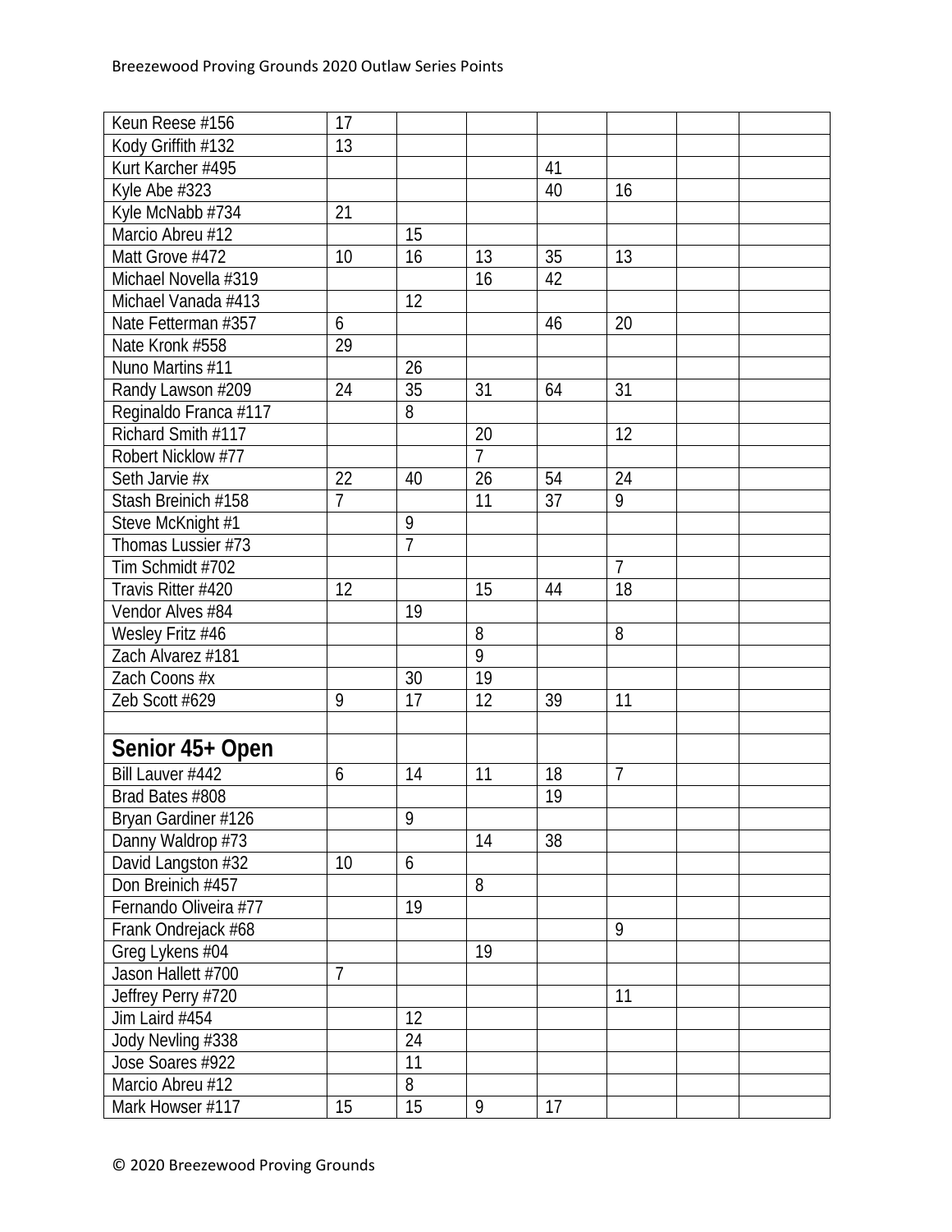| | | | | | | | |
|---|---|---|---|---|---|---|---|
| Keun Reese #156 | 17 | | | | | | |
| Kody Griffith #132 | 13 | | | | | | |
| Kurt Karcher #495 | | | | 41 | | | |
| Kyle Abe #323 | | | | 40 | 16 | | |
| Kyle McNabb #734 | 21 | | | | | | |
| Marcio Abreu #12 | | 15 | | | | | |
| Matt Grove #472 | 10 | 16 | 13 | 35 | 13 | | |
| Michael Novella #319 | | | 16 | 42 | | | |
| Michael Vanada #413 | | 12 | | | | | |
| Nate Fetterman #357 | 6 | | | 46 | 20 | | |
| Nate Kronk #558 | 29 | | | | | | |
| Nuno Martins #11 | | 26 | | | | | |
| Randy Lawson #209 | 24 | 35 | 31 | 64 | 31 | | |
| Reginaldo Franca #117 | | 8 | | | | | |
| Richard Smith #117 | | | 20 | | 12 | | |
| Robert Nicklow #77 | | | 7 | | | | |
| Seth Jarvie #x | 22 | 40 | 26 | 54 | 24 | | |
| Stash Breinich #158 | 7 | | 11 | 37 | 9 | | |
| Steve McKnight #1 | | 9 | | | | | |
| Thomas Lussier #73 | | 7 | | | | | |
| Tim Schmidt #702 | | | | | 7 | | |
| Travis Ritter #420 | 12 | | 15 | 44 | 18 | | |
| Vendor Alves #84 | | 19 | | | | | |
| Wesley Fritz #46 | | | 8 | | 8 | | |
| Zach Alvarez #181 | | | 9 | | | | |
| Zach Coons #x | | 30 | 19 | | | | |
| Zeb Scott #629 | 9 | 17 | 12 | 39 | 11 | | |
| | | | | | | | |
| **Senior 45+ Open** | | | | | | | |
| Bill Lauver #442 | 6 | 14 | 11 | 18 | 7 | | |
| Brad Bates #808 | | | | 19 | | | |
| Bryan Gardiner #126 | | 9 | | | | | |
| Danny Waldrop #73 | | | 14 | 38 | | | |
| David Langston #32 | 10 | 6 | | | | | |
| Don Breinich #457 | | | 8 | | | | |
| Fernando Oliveira #77 | | 19 | | | | | |
| Frank Ondrejack #68 | | | | | 9 | | |
| Greg Lykens #04 | | | 19 | | | | |
| Jason Hallett #700 | 7 | | | | | | |
| Jeffrey Perry #720 | | | | | 11 | | |
| Jim Laird #454 | | 12 | | | | | |
| Jody Nevling #338 | | 24 | | | | | |
| Jose Soares #922 | | 11 | | | | | |
| Marcio Abreu #12 | | 8 | | | | | |
| Mark Howser #117 | 15 | 15 | 9 | 17 | | | |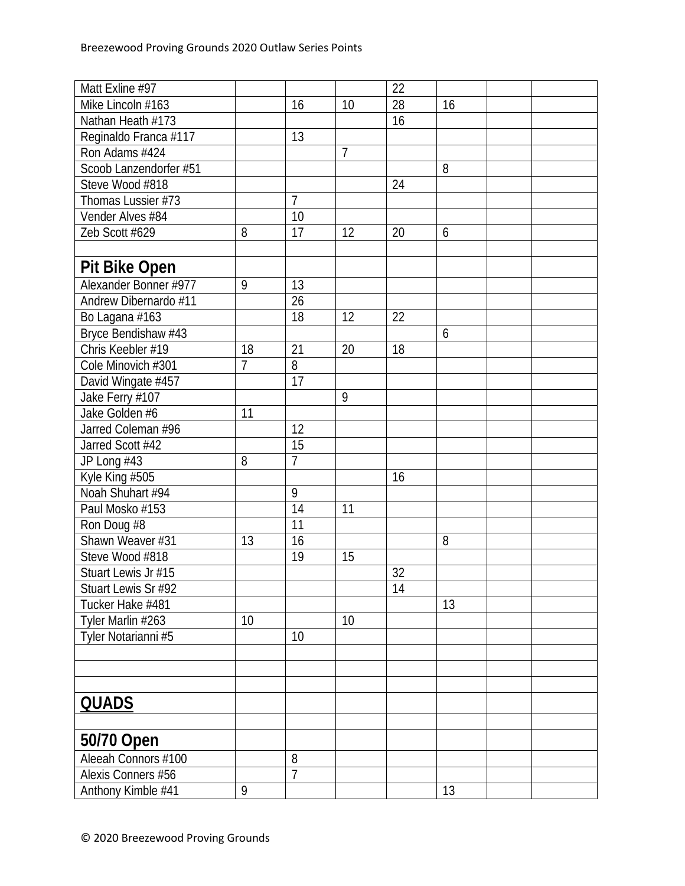| | | | | | | | |
|---|---|---|---|---|---|---|---|
| Matt Exline #97 | | | | 22 | | | |
| Mike Lincoln #163 | | 16 | 10 | 28 | 16 | | |
| Nathan Heath #173 | | | | 16 | | | |
| Reginaldo Franca #117 | | 13 | | | | | |
| Ron Adams #424 | | | 7 | | | | |
| Scoob Lanzendorfer #51 | | | | | 8 | | |
| Steve Wood #818 | | | | 24 | | | |
| Thomas Lussier #73 | | 7 | | | | | |
| Vender Alves #84 | | 10 | | | | | |
| Zeb Scott #629 | 8 | 17 | 12 | 20 | 6 | | |
| | | | | | | | |
| **Pit Bike Open** | | | | | | | |
| Alexander Bonner #977 | 9 | 13 | | | | | |
| Andrew Dibernardo #11 | | 26 | | | | | |
| Bo Lagana #163 | | 18 | 12 | 22 | | | |
| Bryce Bendishaw #43 | | | | | 6 | | |
| Chris Keebler #19 | 18 | 21 | 20 | 18 | | | |
| Cole Minovich #301 | 7 | 8 | | | | | |
| David Wingate #457 | | 17 | | | | | |
| Jake Ferry #107 | | | 9 | | | | |
| Jake Golden #6 | 11 | | | | | | |
| Jarred Coleman #96 | | 12 | | | | | |
| Jarred Scott #42 | | 15 | | | | | |
| JP Long #43 | 8 | 7 | | | | | |
| Kyle King #505 | | | | 16 | | | |
| Noah Shuhart #94 | | 9 | | | | | |
| Paul Mosko #153 | | 14 | 11 | | | | |
| Ron Doug #8 | | 11 | | | | | |
| Shawn Weaver #31 | 13 | 16 | | | 8 | | |
| Steve Wood #818 | | 19 | 15 | | | | |
| Stuart Lewis Jr #15 | | | | 32 | | | |
| Stuart Lewis Sr #92 | | | | 14 | | | |
| Tucker Hake #481 | | | | | 13 | | |
| Tyler Marlin #263 | 10 | | 10 | | | | |
| Tyler Notarianni #5 | | 10 | | | | | |
| | | | | | | | |
| | | | | | | | |
| | | | | | | | |
| **QUADS** | | | | | | | |
| | | | | | | | |
| **50/70 Open** | | | | | | | |
| Aleeah Connors #100 | | 8 | | | | | |
| Alexis Conners #56 | | 7 | | | | | |
| Anthony Kimble #41 | 9 | | | | 13 | | |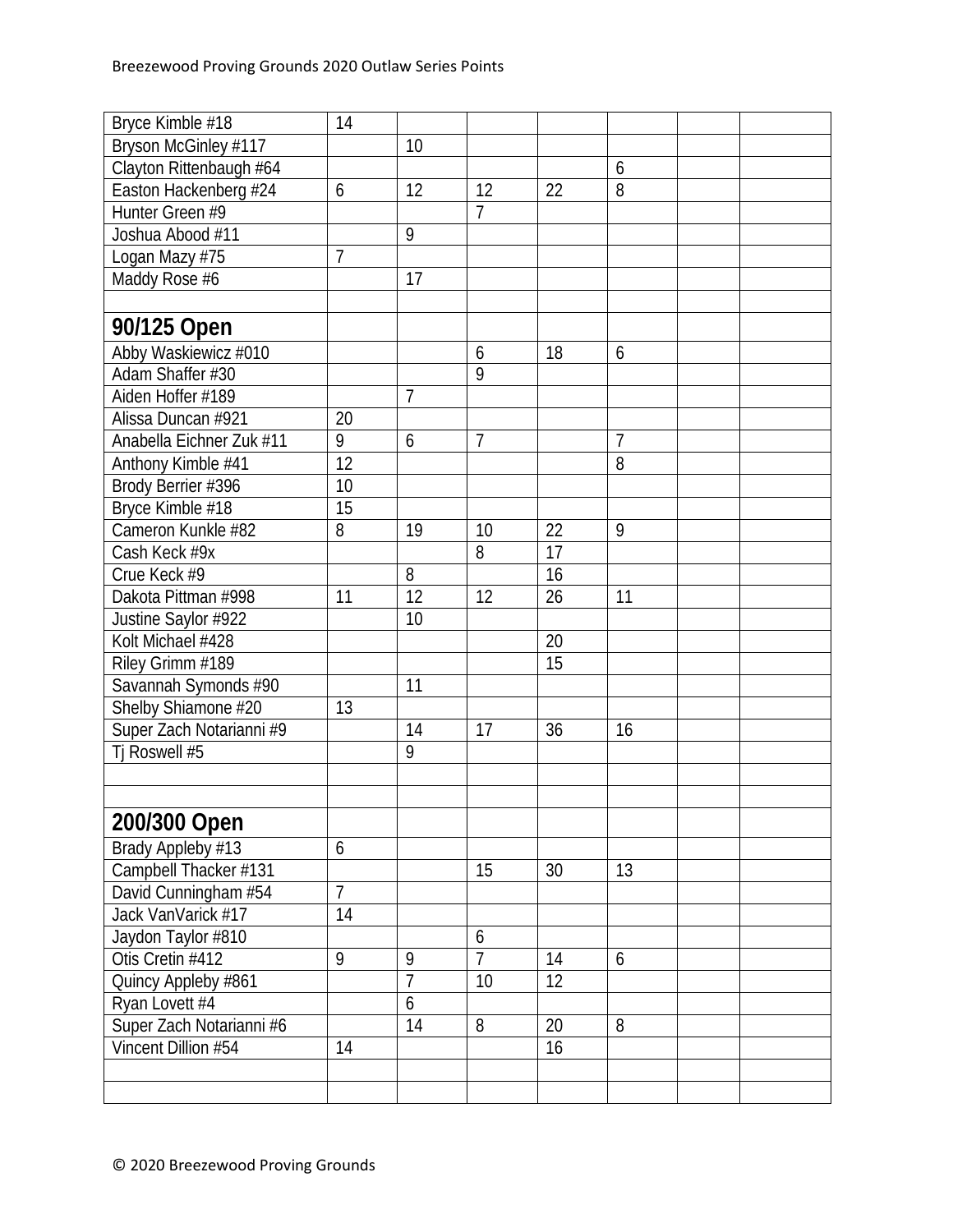| | | | | | | | |
|---|---|---|---|---|---|---|---|
| Bryce Kimble #18 | 14 | | | | | | |
| Bryson McGinley #117 | | 10 | | | | | |
| Clayton Rittenbaugh #64 | | | | | 6 | | |
| Easton Hackenberg #24 | 6 | 12 | 12 | 22 | 8 | | |
| Hunter Green #9 | | | 7 | | | | |
| Joshua Abood #11 | | 9 | | | | | |
| Logan Mazy #75 | 7 | | | | | | |
| Maddy Rose #6 | | 17 | | | | | |
| | | | | | | | |
| **90/125 Open** | | | | | | | |
| Abby Waskiewicz #010 | | | 6 | 18 | 6 | | |
| Adam Shaffer #30 | | | 9 | | | | |
| Aiden Hoffer #189 | | 7 | | | | | |
| Alissa Duncan #921 | 20 | | | | | | |
| Anabella Eichner Zuk #11 | 9 | 6 | 7 | | 7 | | |
| Anthony Kimble #41 | 12 | | | | 8 | | |
| Brody Berrier #396 | 10 | | | | | | |
| Bryce Kimble #18 | 15 | | | | | | |
| Cameron Kunkle #82 | 8 | 19 | 10 | 22 | 9 | | |
| Cash Keck #9x | | | 8 | 17 | | | |
| Crue Keck #9 | | 8 | | 16 | | | |
| Dakota Pittman #998 | 11 | 12 | 12 | 26 | 11 | | |
| Justine Saylor #922 | | 10 | | | | | |
| Kolt Michael #428 | | | | 20 | | | |
| Riley Grimm #189 | | | | 15 | | | |
| Savannah Symonds #90 | | 11 | | | | | |
| Shelby Shiamone #20 | 13 | | | | | | |
| Super Zach Notarianni #9 | | 14 | 17 | 36 | 16 | | |
| Tj Roswell #5 | | 9 | | | | | |
| | | | | | | | |
| | | | | | | | |
| **200/300 Open** | | | | | | | |
| Brady Appleby #13 | 6 | | | | | | |
| Campbell Thacker #131 | | | 15 | 30 | 13 | | |
| David Cunningham #54 | 7 | | | | | | |
| Jack VanVarick #17 | 14 | | | | | | |
| Jaydon Taylor #810 | | | 6 | | | | |
| Otis Cretin #412 | 9 | 9 | 7 | 14 | 6 | | |
| Quincy Appleby #861 | | 7 | 10 | 12 | | | |
| Ryan Lovett #4 | | 6 | | | | | |
| Super Zach Notarianni #6 | | 14 | 8 | 20 | 8 | | |
| Vincent Dillion #54 | 14 | | | 16 | | | |
| | | | | | | | |
| | | | | | | | |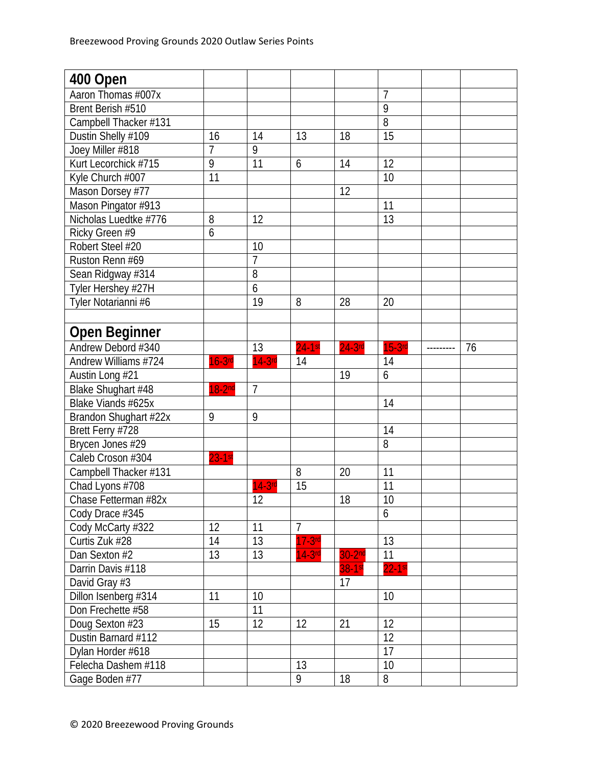Breezewood Proving Grounds 2020 Outlaw Series Points

| 400 Open | | | | | | | |
|---|---|---|---|---|---|---|---|
| Aaron Thomas #007x | | | | | 7 | | |
| Brent Berish #510 | | | | | 9 | | |
| Campbell Thacker #131 | | | | | 8 | | |
| Dustin Shelly #109 | 16 | 14 | 13 | 18 | 15 | | |
| Joey Miller #818 | 7 | 9 | | | | | |
| Kurt Lecorchick #715 | 9 | 11 | 6 | 14 | 12 | | |
| Kyle Church #007 | 11 | | | | 10 | | |
| Mason Dorsey #77 | | | | 12 | | | |
| Mason Pingator #913 | | | | | 11 | | |
| Nicholas Luedtke #776 | 8 | 12 | | | 13 | | |
| Ricky Green #9 | 6 | | | | | | |
| Robert Steel #20 | | 10 | | | | | |
| Ruston Renn #69 | | 7 | | | | | |
| Sean Ridgway #314 | | 8 | | | | | |
| Tyler Hershey #27H | | 6 | | | | | |
| Tyler Notarianni #6 | | 19 | 8 | 28 | 20 | | |
| | | | | | | | |
| **Open Beginner** | | | | | | | |
| Andrew Debord #340 | | 13 | 24-1st | 24-3rd | 15-3rd | --------- | 76 |
| Andrew Williams #724 | 16-3rd | 14-3rd | 14 | | 14 | | |
| Austin Long #21 | | | | 19 | 6 | | |
| Blake Shughart #48 | 18-2nd | 7 | | | | | |
| Blake Viands #625x | | | | | 14 | | |
| Brandon Shughart #22x | 9 | 9 | | | | | |
| Brett Ferry #728 | | | | | 14 | | |
| Brycen Jones #29 | | | | | 8 | | |
| Caleb Croson #304 | 23-1st | | | | | | |
| Campbell Thacker #131 | | | 8 | 20 | 11 | | |
| Chad Lyons #708 | | 14-3rd | 15 | | 11 | | |
| Chase Fetterman #82x | | 12 | | 18 | 10 | | |
| Cody Drace #345 | | | | | 6 | | |
| Cody McCarty #322 | 12 | 11 | 7 | | | | |
| Curtis Zuk #28 | 14 | 13 | 17-3rd | | 13 | | |
| Dan Sexton #2 | 13 | 13 | 14-3rd | 30-2nd | 11 | | |
| Darrin Davis #118 | | | | 38-1st | 22-1st | | |
| David Gray #3 | | | | 17 | | | |
| Dillon Isenberg #314 | 11 | 10 | | | 10 | | |
| Don Frechette #58 | | 11 | | | | | |
| Doug Sexton #23 | 15 | 12 | 12 | 21 | 12 | | |
| Dustin Barnard #112 | | | | | 12 | | |
| Dylan Horder #618 | | | | | 17 | | |
| Felecha Dashem #118 | | | 13 | | 10 | | |
| Gage Boden #77 | | | 9 | 18 | 8 | | |

© 2020 Breezewood Proving Grounds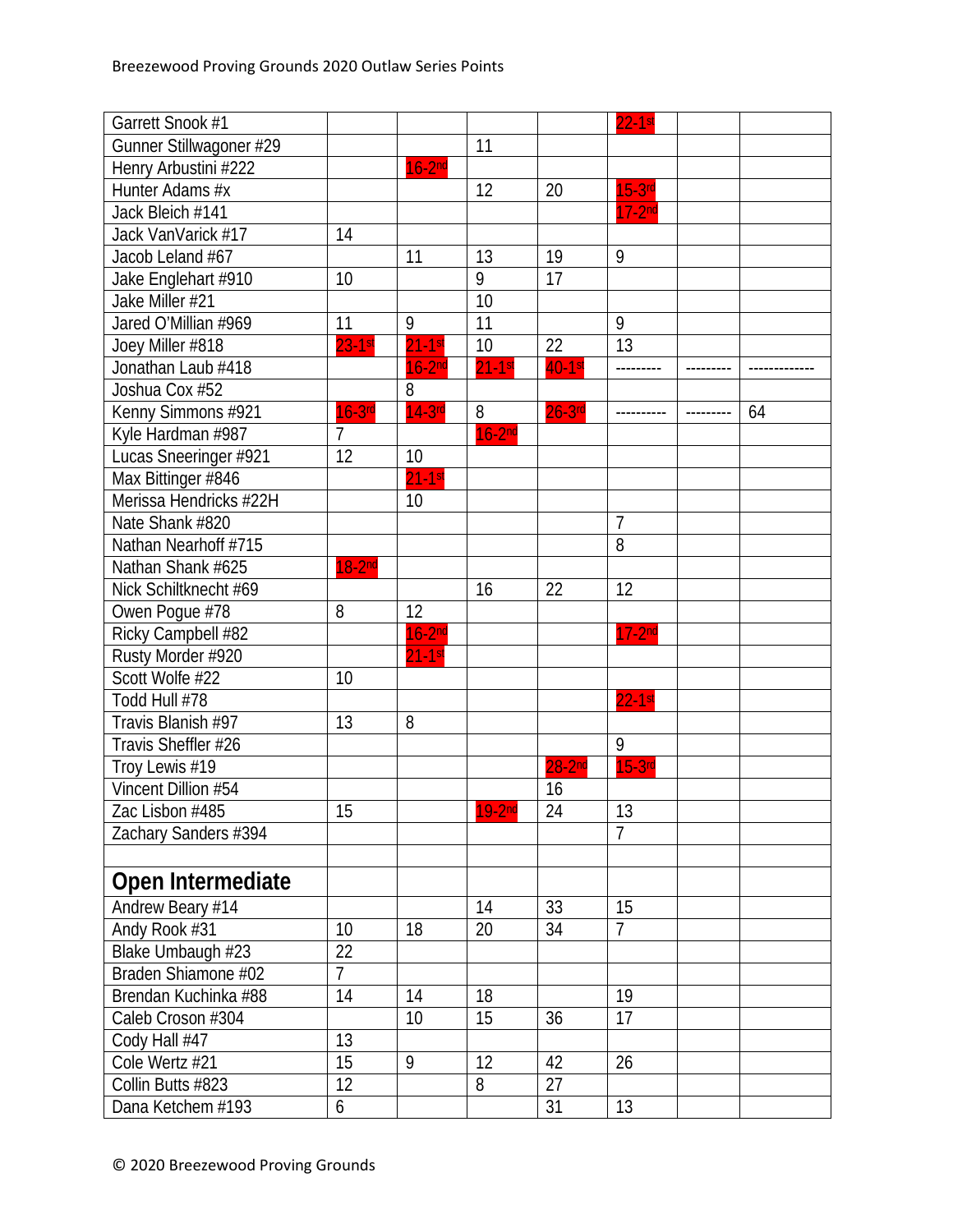| | | | | | | | |
|---|---|---|---|---|---|---|---|
| Garrett Snook #1 | | | | | 22-1st | | |
| Gunner Stillwagoner #29 | | | 11 | | | | |
| Henry Arbustini #222 | | 16-2nd | | | | | |
| Hunter Adams #x | | | 12 | 20 | 15-3rd | | |
| Jack Bleich #141 | | | | | 17-2nd | | |
| Jack VanVarick #17 | 14 | | | | | | |
| Jacob Leland #67 | | 11 | 13 | 19 | 9 | | |
| Jake Englehart #910 | 10 | | 9 | 17 | | | |
| Jake Miller #21 | | | 10 | | | | |
| Jared O'Millian #969 | 11 | 9 | 11 | | 9 | | |
| Joey Miller #818 | 23-1st | 21-1st | 10 | 22 | 13 | | |
| Jonathan Laub #418 | | 16-2nd | 21-1st | 40-1st | --------- | --------- | ------------- |
| Joshua Cox #52 | | 8 | | | | | |
| Kenny Simmons #921 | 16-3rd | 14-3rd | 8 | 26-3rd | ---------- | --------- | 64 |
| Kyle Hardman #987 | 7 | | 16-2nd | | | | |
| Lucas Sneeringer #921 | 12 | 10 | | | | | |
| Max Bittinger #846 | | 21-1st | | | | | |
| Merissa Hendricks #22H | | 10 | | | | | |
| Nate Shank #820 | | | | | 7 | | |
| Nathan Nearhoff #715 | | | | | 8 | | |
| Nathan Shank #625 | 18-2nd | | | | | | |
| Nick Schiltknecht #69 | | | 16 | 22 | 12 | | |
| Owen Pogue #78 | 8 | 12 | | | | | |
| Ricky Campbell #82 | | 16-2nd | | | 17-2nd | | |
| Rusty Morder #920 | | 21-1st | | | | | |
| Scott Wolfe #22 | 10 | | | | | | |
| Todd Hull #78 | | | | | 22-1st | | |
| Travis Blanish #97 | 13 | 8 | | | | | |
| Travis Sheffler #26 | | | | | 9 | | |
| Troy Lewis #19 | | | | 28-2nd | 15-3rd | | |
| Vincent Dillion #54 | | | | 16 | | | |
| Zac Lisbon #485 | 15 | | 19-2nd | 24 | 13 | | |
| Zachary Sanders #394 | | | | | 7 | | |
| | | | | | | | |
| **Open Intermediate** | | | | | | | |
| Andrew Beary #14 | | | 14 | 33 | 15 | | |
| Andy Rook #31 | 10 | 18 | 20 | 34 | 7 | | |
| Blake Umbaugh #23 | 22 | | | | | | |
| Braden Shiamone #02 | 7 | | | | | | |
| Brendan Kuchinka #88 | 14 | 14 | 18 | | 19 | | |
| Caleb Croson #304 | | 10 | 15 | 36 | 17 | | |
| Cody Hall #47 | 13 | | | | | | |
| Cole Wertz #21 | 15 | 9 | 12 | 42 | 26 | | |
| Collin Butts #823 | 12 | | 8 | 27 | | | |
| Dana Ketchem #193 | 6 | | | 31 | 13 | | |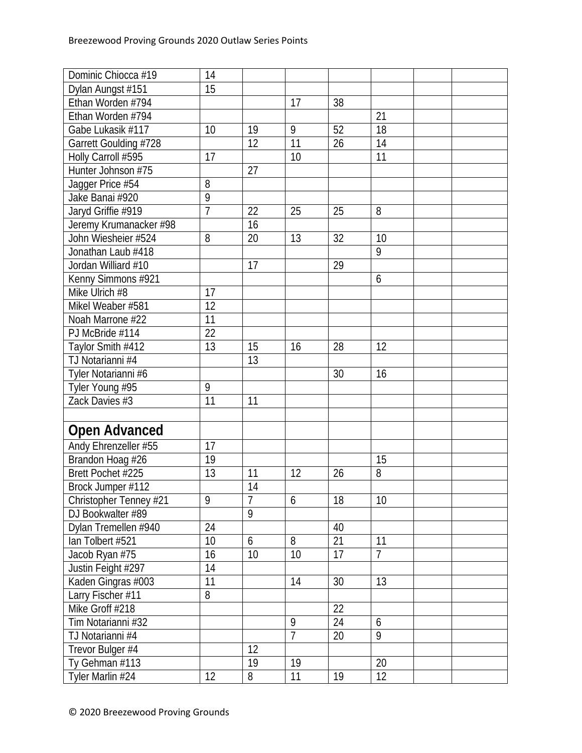| | | | | | | | |
|---|---|---|---|---|---|---|---|
| Dominic Chiocca #19 | 14 | | | | | | |
| Dylan Aungst #151 | 15 | | | | | | |
| Ethan Worden #794 | | | 17 | 38 | | | |
| Ethan Worden #794 | | | | | 21 | | |
| Gabe Lukasik #117 | 10 | 19 | 9 | 52 | 18 | | |
| Garrett Goulding #728 | | 12 | 11 | 26 | 14 | | |
| Holly Carroll #595 | 17 | | 10 | | 11 | | |
| Hunter Johnson #75 | | 27 | | | | | |
| Jagger Price #54 | 8 | | | | | | |
| Jake Banai #920 | 9 | | | | | | |
| Jaryd Griffie #919 | 7 | 22 | 25 | 25 | 8 | | |
| Jeremy Krumanacker #98 | | 16 | | | | | |
| John Wiesheier #524 | 8 | 20 | 13 | 32 | 10 | | |
| Jonathan Laub #418 | | | | | 9 | | |
| Jordan Williard #10 | | 17 | | 29 | | | |
| Kenny Simmons #921 | | | | | 6 | | |
| Mike Ulrich #8 | 17 | | | | | | |
| Mikel Weaber #581 | 12 | | | | | | |
| Noah Marrone #22 | 11 | | | | | | |
| PJ McBride #114 | 22 | | | | | | |
| Taylor Smith #412 | 13 | 15 | 16 | 28 | 12 | | |
| TJ Notarianni #4 | | 13 | | | | | |
| Tyler Notarianni #6 | | | | 30 | 16 | | |
| Tyler Young #95 | 9 | | | | | | |
| Zack Davies #3 | 11 | 11 | | | | | |
| | | | | | | | |
| **Open Advanced** | | | | | | | |
| Andy Ehrenzeller #55 | 17 | | | | | | |
| Brandon Hoag #26 | 19 | | | | 15 | | |
| Brett Pochet #225 | 13 | 11 | 12 | 26 | 8 | | |
| Brock Jumper #112 | | 14 | | | | | |
| Christopher Tenney #21 | 9 | 7 | 6 | 18 | 10 | | |
| DJ Bookwalter #89 | | 9 | | | | | |
| Dylan Tremellen #940 | 24 | | | 40 | | | |
| Ian Tolbert #521 | 10 | 6 | 8 | 21 | 11 | | |
| Jacob Ryan #75 | 16 | 10 | 10 | 17 | 7 | | |
| Justin Feight #297 | 14 | | | | | | |
| Kaden Gingras #003 | 11 | | 14 | 30 | 13 | | |
| Larry Fischer #11 | 8 | | | | | | |
| Mike Groff #218 | | | | 22 | | | |
| Tim Notarianni #32 | | | 9 | 24 | 6 | | |
| TJ Notarianni #4 | | | 7 | 20 | 9 | | |
| Trevor Bulger #4 | | 12 | | | | | |
| Ty Gehman #113 | | 19 | 19 | | 20 | | |
| Tyler Marlin #24 | 12 | 8 | 11 | 19 | 12 | | |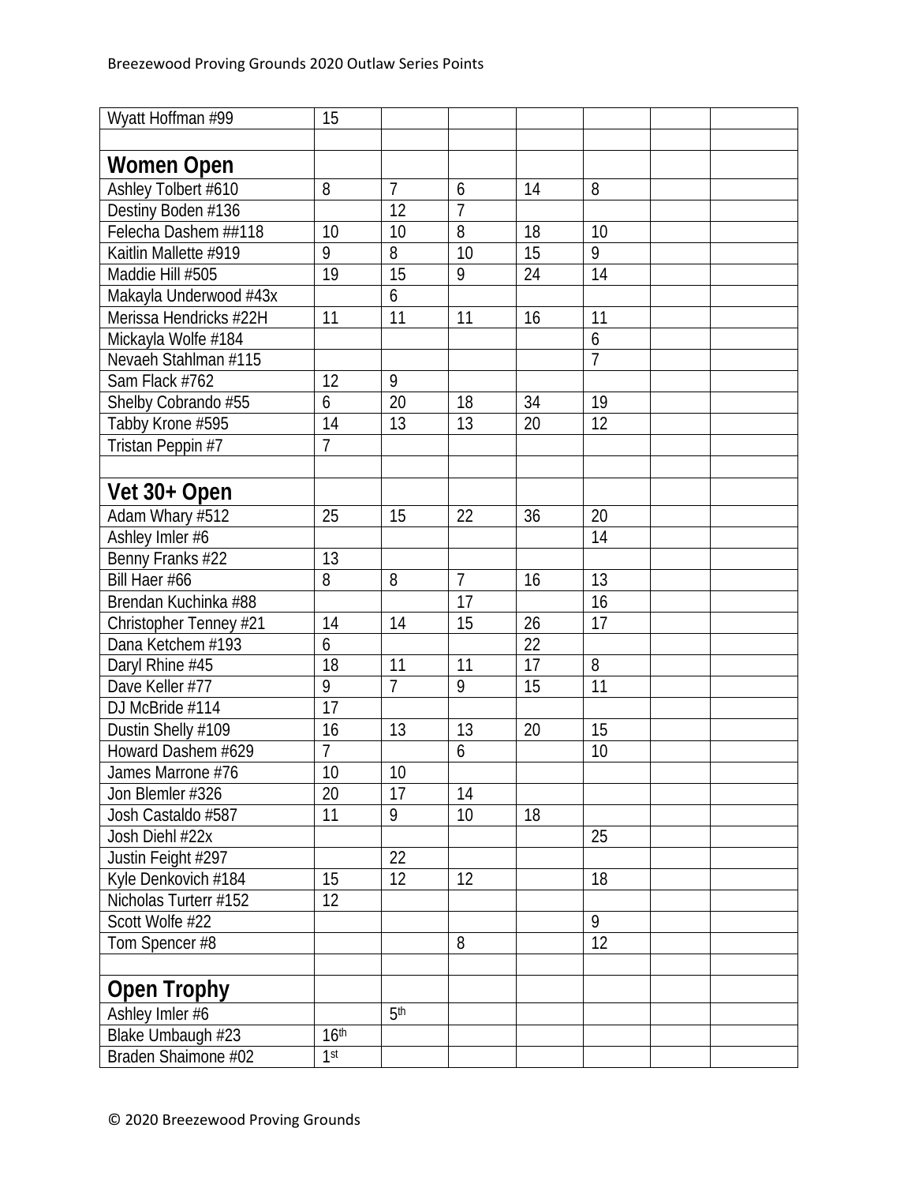| | | | | | | | |
|---|---|---|---|---|---|---|---|
| Wyatt Hoffman #99 | 15 | | | | | | |
| | | | | | | | |
| **Women Open** | | | | | | | |
| Ashley Tolbert #610 | 8 | 7 | 6 | 14 | 8 | | |
| Destiny Boden #136 | | 12 | 7 | | | | |
| Felecha Dashem ##118 | 10 | 10 | 8 | 18 | 10 | | |
| Kaitlin Mallette #919 | 9 | 8 | 10 | 15 | 9 | | |
| Maddie Hill #505 | 19 | 15 | 9 | 24 | 14 | | |
| Makayla Underwood #43x | | 6 | | | | | |
| Merissa Hendricks #22H | 11 | 11 | 11 | 16 | 11 | | |
| Mickayla Wolfe #184 | | | | | 6 | | |
| Nevaeh Stahlman #115 | | | | | 7 | | |
| Sam Flack #762 | 12 | 9 | | | | | |
| Shelby Cobrando #55 | 6 | 20 | 18 | 34 | 19 | | |
| Tabby Krone #595 | 14 | 13 | 13 | 20 | 12 | | |
| Tristan Peppin #7 | 7 | | | | | | |
| | | | | | | | |
| **Vet 30+ Open** | | | | | | | |
| Adam Whary #512 | 25 | 15 | 22 | 36 | 20 | | |
| Ashley Imler #6 | | | | | 14 | | |
| Benny Franks #22 | 13 | | | | | | |
| Bill Haer #66 | 8 | 8 | 7 | 16 | 13 | | |
| Brendan Kuchinka #88 | | | 17 | | 16 | | |
| Christopher Tenney #21 | 14 | 14 | 15 | 26 | 17 | | |
| Dana Ketchem #193 | 6 | | | 22 | | | |
| Daryl Rhine #45 | 18 | 11 | 11 | 17 | 8 | | |
| Dave Keller #77 | 9 | 7 | 9 | 15 | 11 | | |
| DJ McBride #114 | 17 | | | | | | |
| Dustin Shelly #109 | 16 | 13 | 13 | 20 | 15 | | |
| Howard Dashem #629 | 7 | | 6 | | 10 | | |
| James Marrone #76 | 10 | 10 | | | | | |
| Jon Blemler #326 | 20 | 17 | 14 | | | | |
| Josh Castaldo #587 | 11 | 9 | 10 | 18 | | | |
| Josh Diehl #22x | | | | | 25 | | |
| Justin Feight #297 | | 22 | | | | | |
| Kyle Denkovich #184 | 15 | 12 | 12 | | 18 | | |
| Nicholas Turterr #152 | 12 | | | | | | |
| Scott Wolfe #22 | | | | | 9 | | |
| Tom Spencer #8 | | | 8 | | 12 | | |
| | | | | | | | |
| **Open Trophy** | | | | | | | |
| Ashley Imler #6 | | 5th | | | | | |
| Blake Umbaugh #23 | 16th | | | | | | |
| Braden Shaimone #02 | 1st | | | | | | |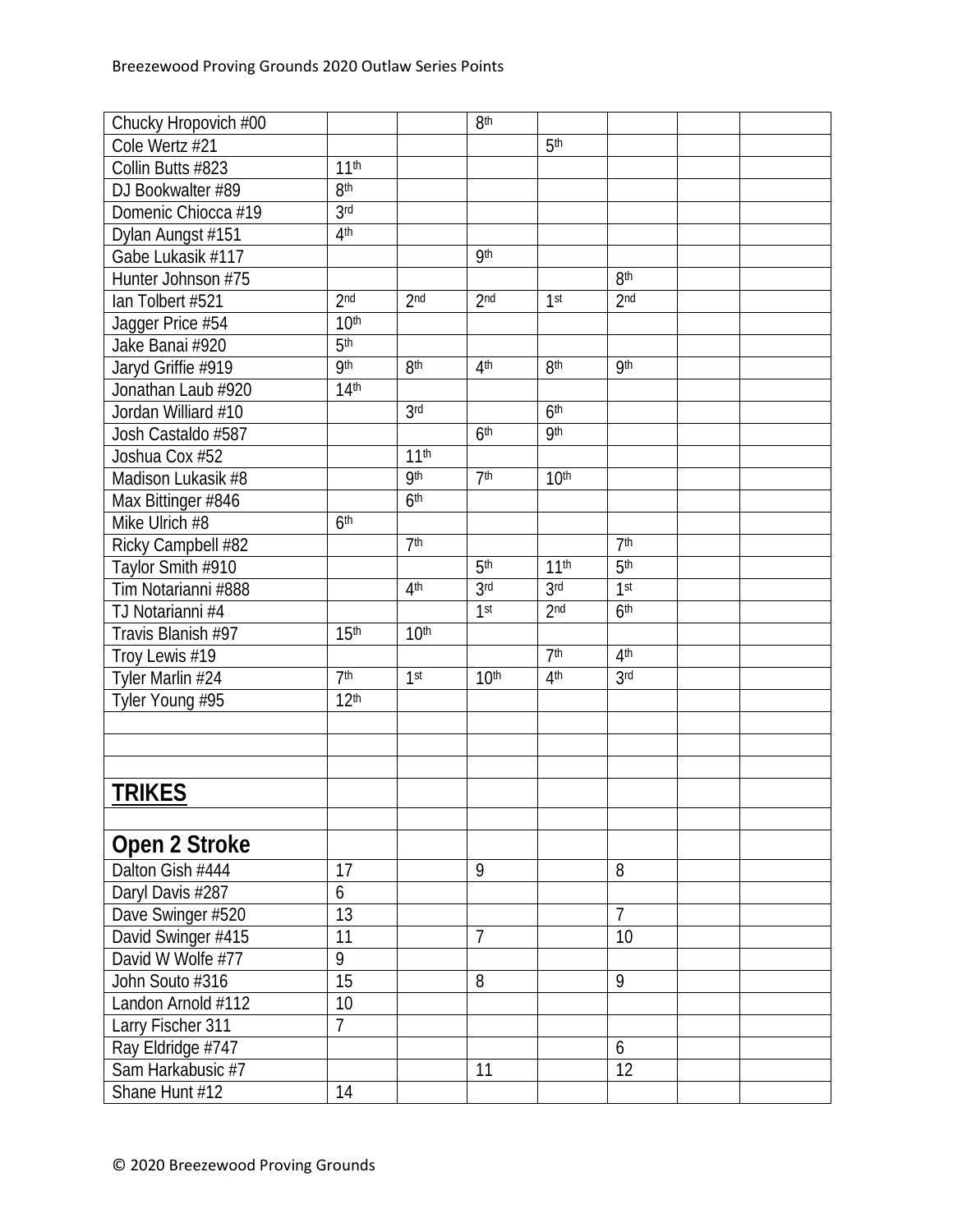| | | | | | | | |
|---|---|---|---|---|---|---|---|
| Chucky Hropovich #00 | | | 8th | | | | |
| Cole Wertz #21 | | | | 5th | | | |
| Collin Butts #823 | 11th | | | | | | |
| DJ Bookwalter #89 | 8th | | | | | | |
| Domenic Chiocca #19 | 3rd | | | | | | |
| Dylan Aungst #151 | 4th | | | | | | |
| Gabe Lukasik #117 | | | 9th | | | | |
| Hunter Johnson #75 | | | | | 8th | | |
| Ian Tolbert #521 | 2nd | 2nd | 2nd | 1st | 2nd | | |
| Jagger Price #54 | 10th | | | | | | |
| Jake Banai #920 | 5th | | | | | | |
| Jaryd Griffie #919 | 9th | 8th | 4th | 8th | 9th | | |
| Jonathan Laub #920 | 14th | | | | | | |
| Jordan Williard #10 | | 3rd | | 6th | | | |
| Josh Castaldo #587 | | | 6th | 9th | | | |
| Joshua Cox #52 | | 11th | | | | | |
| Madison Lukasik #8 | | 9th | 7th | 10th | | | |
| Max Bittinger #846 | | 6th | | | | | |
| Mike Ulrich #8 | 6th | | | | | | |
| Ricky Campbell #82 | | 7th | | | 7th | | |
| Taylor Smith #910 | | | 5th | 11th | 5th | | |
| Tim Notarianni #888 | | 4th | 3rd | 3rd | 1st | | |
| TJ Notarianni #4 | | | 1st | 2nd | 6th | | |
| Travis Blanish #97 | 15th | 10th | | | | | |
| Troy Lewis #19 | | | | 7th | 4th | | |
| Tyler Marlin #24 | 7th | 1st | 10th | 4th | 3rd | | |
| Tyler Young #95 | 12th | | | | | | |
| | | | | | | | |
| | | | | | | | |
| | | | | | | | |
| **TRIKES** | | | | | | | |
| | | | | | | | |
| **Open 2 Stroke** | | | | | | | |
| Dalton Gish #444 | 17 | | 9 | | 8 | | |
| Daryl Davis #287 | 6 | | | | | | |
| Dave Swinger #520 | 13 | | | | 7 | | |
| David Swinger #415 | 11 | | 7 | | 10 | | |
| David W Wolfe #77 | 9 | | | | | | |
| John Souto #316 | 15 | | 8 | | 9 | | |
| Landon Arnold #112 | 10 | | | | | | |
| Larry Fischer 311 | 7 | | | | | | |
| Ray Eldridge #747 | | | | | 6 | | |
| Sam Harkabusic #7 | | | 11 | | 12 | | |
| Shane Hunt #12 | 14 | | | | | | |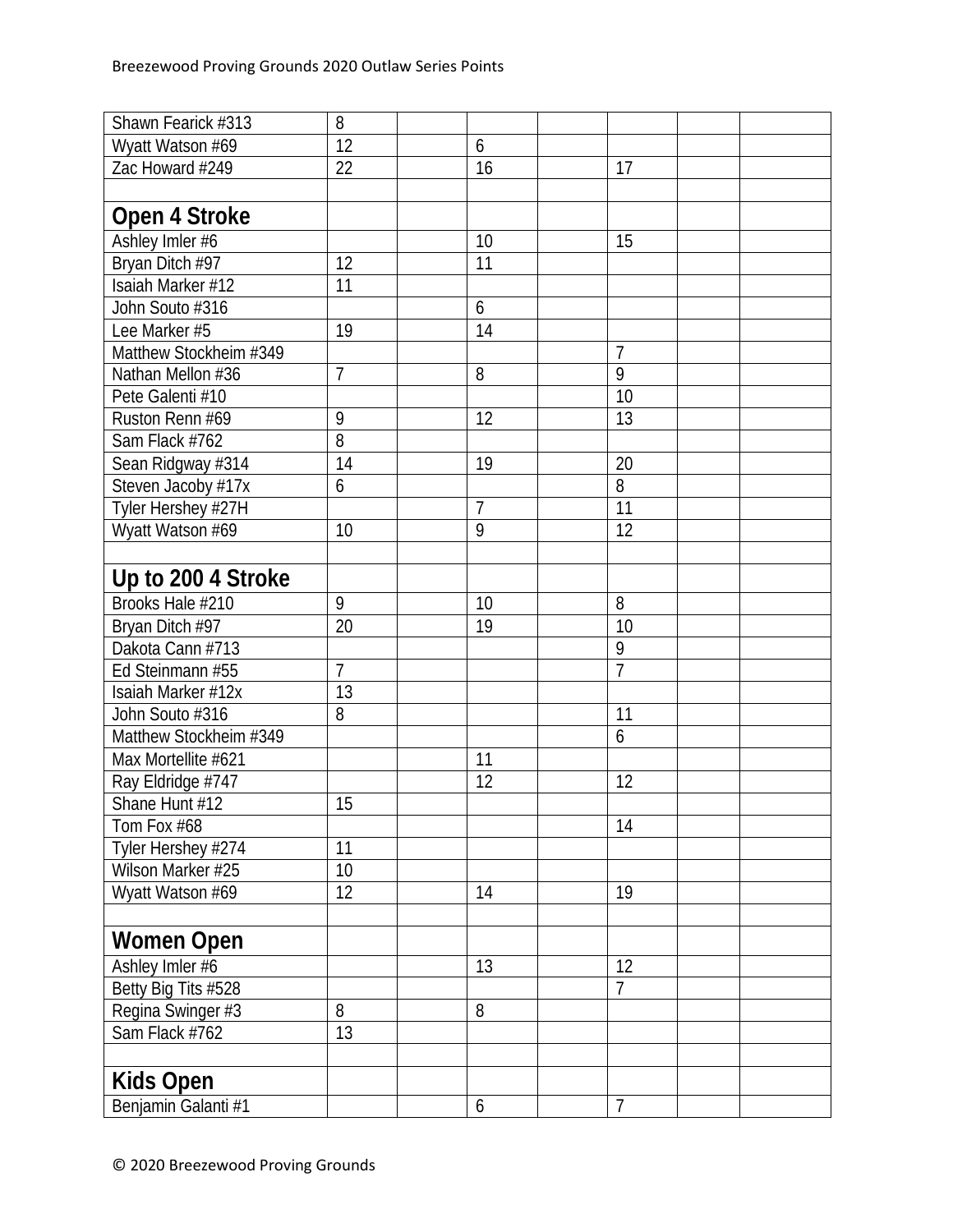| | | | | | | | |
|---|---|---|---|---|---|---|---|
| Shawn Fearick #313 | 8 | | | | | | |
| Wyatt Watson #69 | 12 | | 6 | | | | |
| Zac Howard #249 | 22 | | 16 | | 17 | | |
| | | | | | | | |
| **Open 4 Stroke** | | | | | | | |
| Ashley Imler #6 | | | 10 | | 15 | | |
| Bryan Ditch #97 | 12 | | 11 | | | | |
| Isaiah Marker #12 | 11 | | | | | | |
| John Souto #316 | | | 6 | | | | |
| Lee Marker #5 | 19 | | 14 | | | | |
| Matthew Stockheim #349 | | | | | 7 | | |
| Nathan Mellon #36 | 7 | | 8 | | 9 | | |
| Pete Galenti #10 | | | | | 10 | | |
| Ruston Renn #69 | 9 | | 12 | | 13 | | |
| Sam Flack #762 | 8 | | | | | | |
| Sean Ridgway #314 | 14 | | 19 | | 20 | | |
| Steven Jacoby #17x | 6 | | | | 8 | | |
| Tyler Hershey #27H | | | 7 | | 11 | | |
| Wyatt Watson #69 | 10 | | 9 | | 12 | | |
| | | | | | | | |
| **Up to 200 4 Stroke** | | | | | | | |
| Brooks Hale #210 | 9 | | 10 | | 8 | | |
| Bryan Ditch #97 | 20 | | 19 | | 10 | | |
| Dakota Cann #713 | | | | | 9 | | |
| Ed Steinmann #55 | 7 | | | | 7 | | |
| Isaiah Marker #12x | 13 | | | | | | |
| John Souto #316 | 8 | | | | 11 | | |
| Matthew Stockheim #349 | | | | | 6 | | |
| Max Mortellite #621 | | | 11 | | | | |
| Ray Eldridge #747 | | | 12 | | 12 | | |
| Shane Hunt #12 | 15 | | | | | | |
| Tom Fox #68 | | | | | 14 | | |
| Tyler Hershey #274 | 11 | | | | | | |
| Wilson Marker #25 | 10 | | | | | | |
| Wyatt Watson #69 | 12 | | 14 | | 19 | | |
| | | | | | | | |
| **Women Open** | | | | | | | |
| Ashley Imler #6 | | | 13 | | 12 | | |
| Betty Big Tits #528 | | | | | 7 | | |
| Regina Swinger #3 | 8 | | 8 | | | | |
| Sam Flack #762 | 13 | | | | | | |
| | | | | | | | |
| **Kids Open** | | | | | | | |
| Benjamin Galanti #1 | | | 6 | | 7 | | |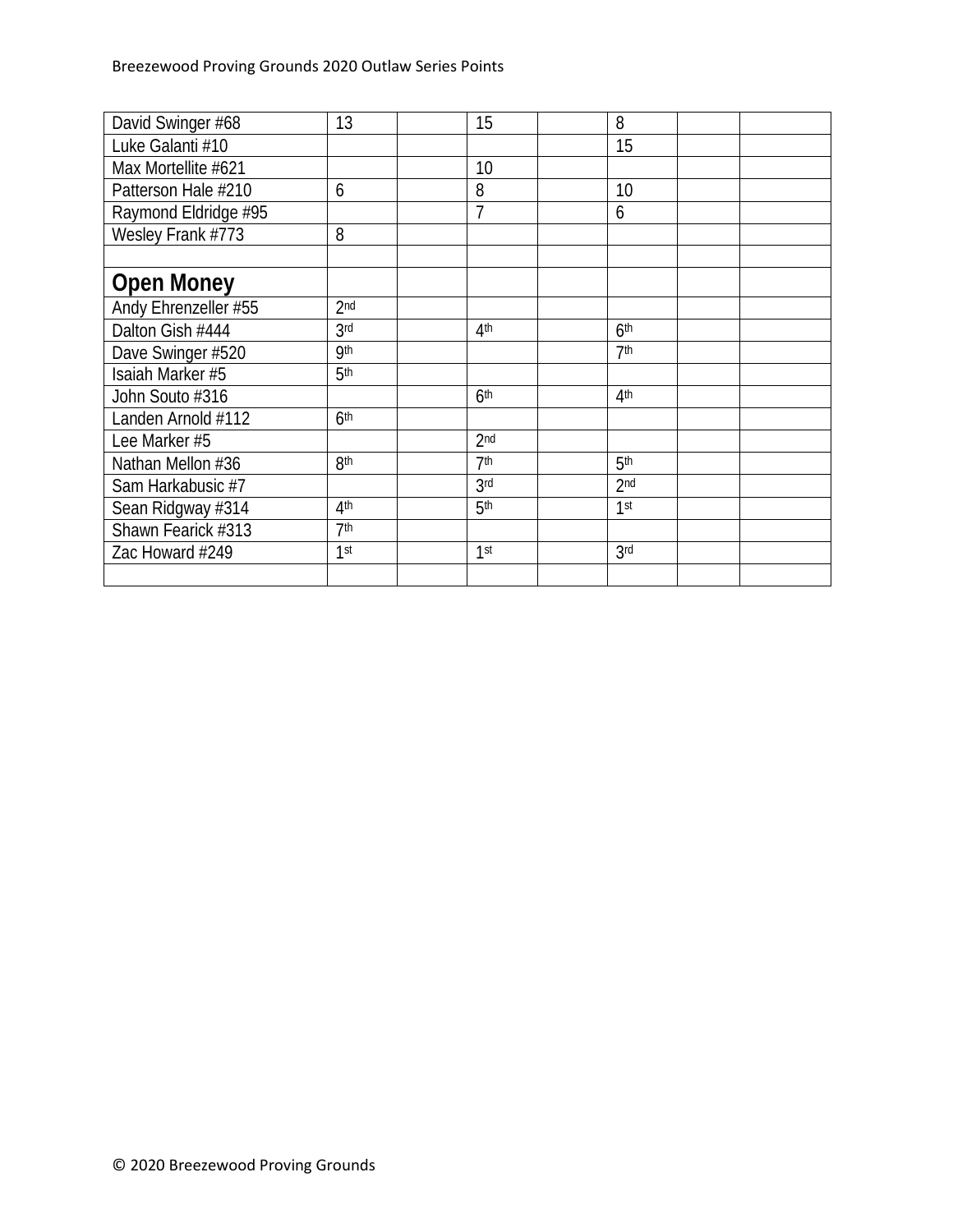| | | | | | | | |
|---|---|---|---|---|---|---|---|
| David Swinger #68 | 13 | | 15 | | 8 | | |
| Luke Galanti #10 | | | | | 15 | | |
| Max Mortellite #621 | | | 10 | | | | |
| Patterson Hale #210 | 6 | | 8 | | 10 | | |
| Raymond Eldridge #95 | | | 7 | | 6 | | |
| Wesley Frank #773 | 8 | | | | | | |
| | | | | | | | |
| **Open Money** | | | | | | | |
| Andy Ehrenzeller #55 | 2nd | | | | | | |
| Dalton Gish #444 | 3rd | | 4th | | 6th | | |
| Dave Swinger #520 | 9th | | | | 7th | | |
| Isaiah Marker #5 | 5th | | | | | | |
| John Souto #316 | | | 6th | | 4th | | |
| Landen Arnold #112 | 6th | | | | | | |
| Lee Marker #5 | | | 2nd | | | | |
| Nathan Mellon #36 | 8th | | 7th | | 5th | | |
| Sam Harkabusic #7 | | | 3rd | | 2nd | | |
| Sean Ridgway #314 | 4th | | 5th | | 1st | | |
| Shawn Fearick #313 | 7th | | | | | | |
| Zac Howard #249 | 1st | | 1st | | 3rd | | |
| | | | | | | | |